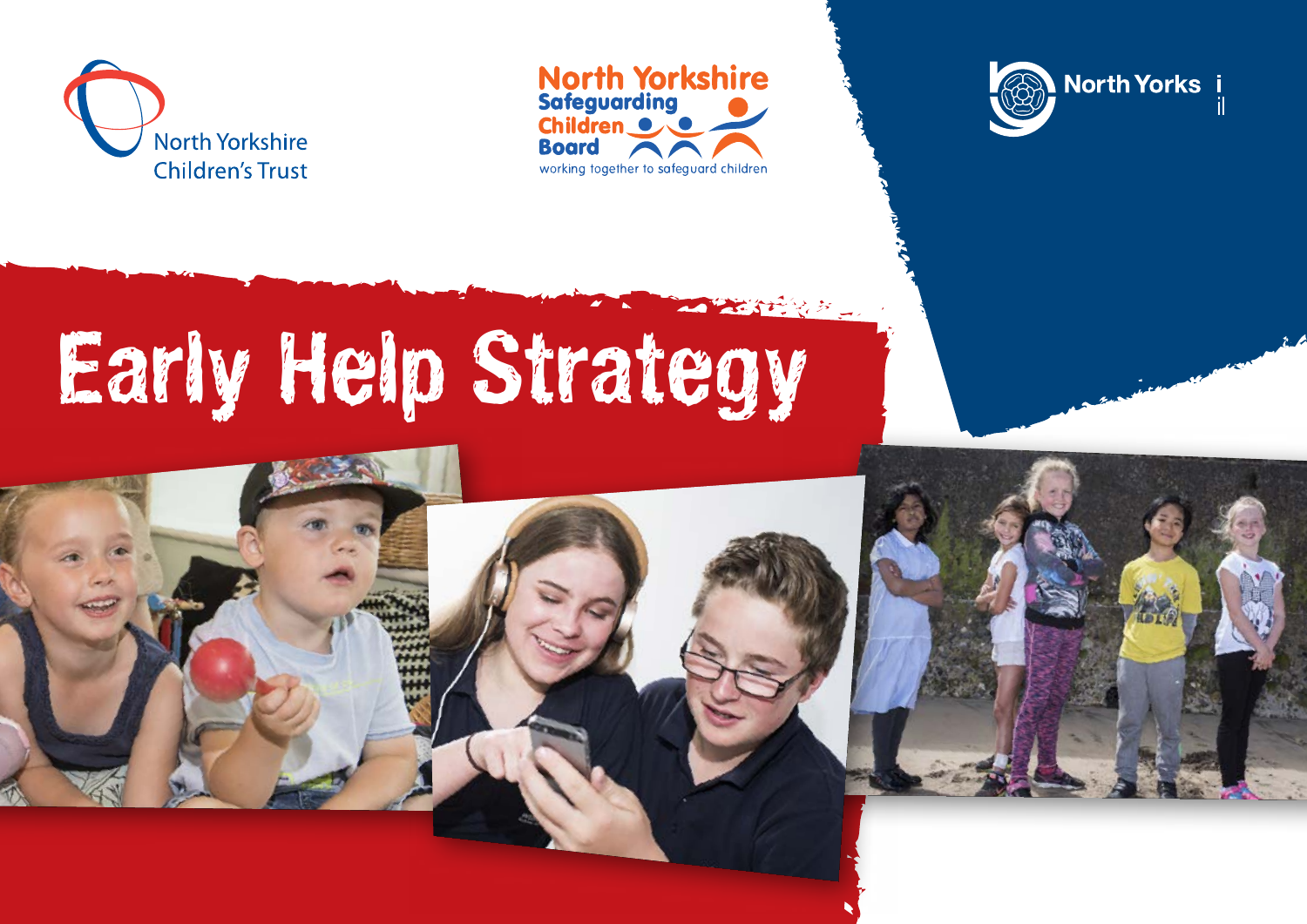North Yorkshire Children's Trust

North Yorkshire Safeguarding Children Board

working together to safeguard children

North Yorks

# Early Help Strategy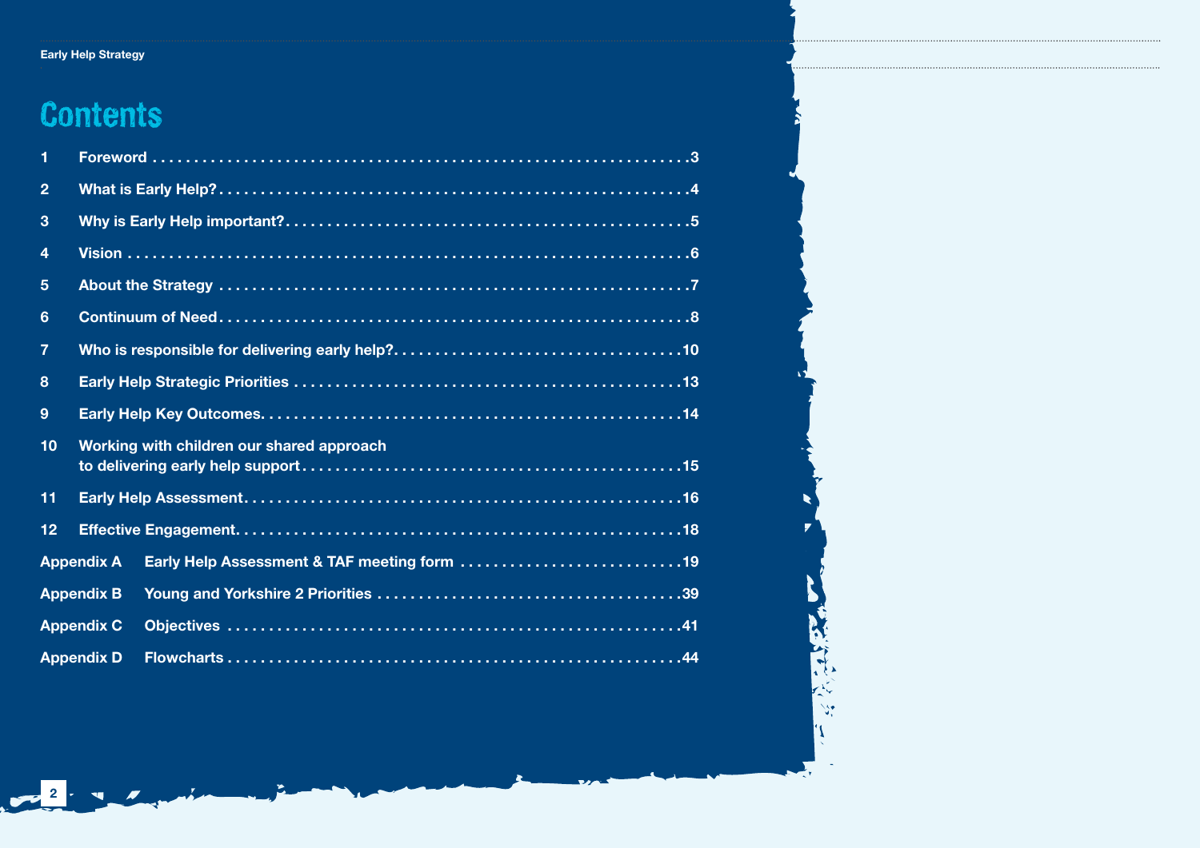# Contents

| | | |
|---|---|---|
| 1 | Foreword | 3 |
| 2 | What is Early Help? | 4 |
| 3 | Why is Early Help important? | 5 |
| 4 | Vision | 6 |
| 5 | About the Strategy | 7 |
| 6 | Continuum of Need | 8 |
| 7 | Who is responsible for delivering early help? | 10 |
| 8 | Early Help Strategic Priorities | 13 |
| 9 | Early Help Key Outcomes | 14 |
| 10 | Working with children our shared approach to delivering early help support | 15 |
| 11 | Early Help Assessment | 16 |
| 12 | Effective Engagement | 18 |
| Appendix A | Early Help Assessment & TAF meeting form | 19 |
| Appendix B | Young and Yorkshire 2 Priorities | 39 |
| Appendix C | Objectives | 41 |
| Appendix D | Flowcharts | 44 |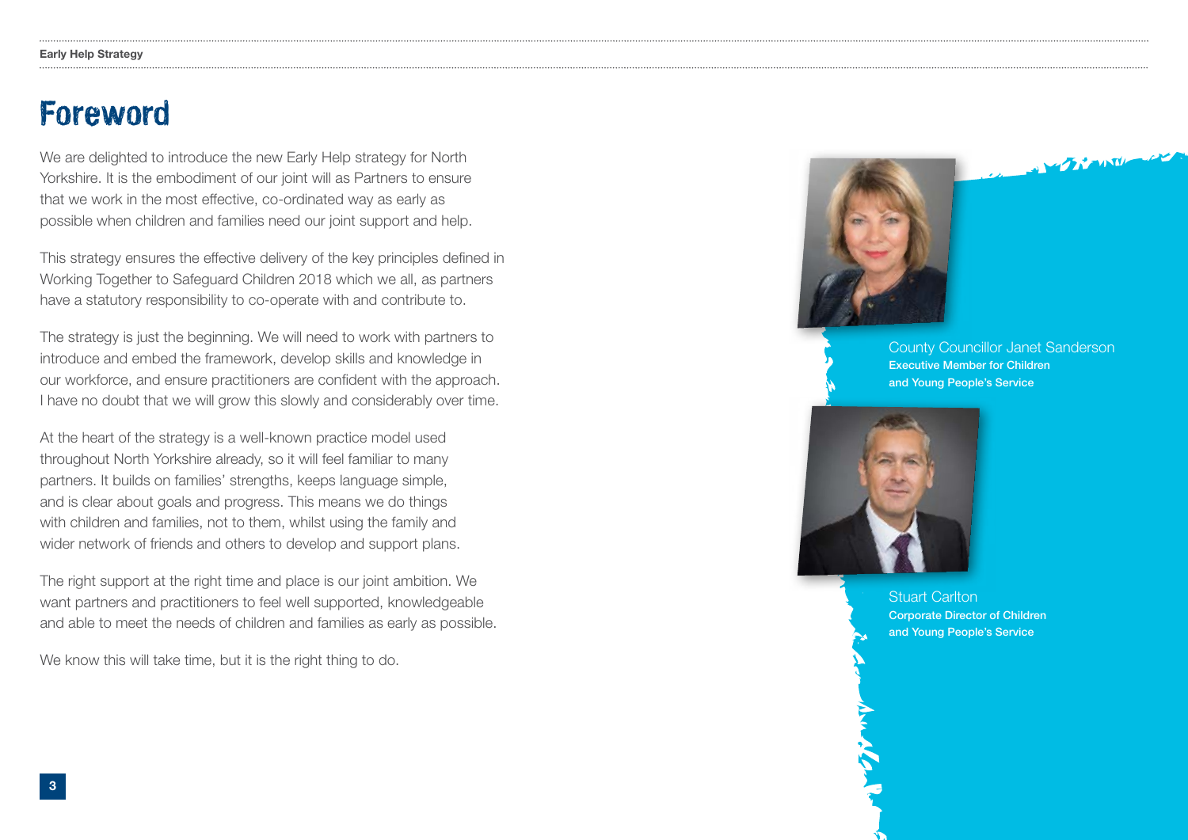# Foreword

We are delighted to introduce the new Early Help strategy for North Yorkshire. It is the embodiment of our joint will as Partners to ensure that we work in the most effective, co-ordinated way as early as possible when children and families need our joint support and help.

This strategy ensures the effective delivery of the key principles defined in Working Together to Safeguard Children 2018 which we all, as partners have a statutory responsibility to co-operate with and contribute to.

The strategy is just the beginning. We will need to work with partners to introduce and embed the framework, develop skills and knowledge in our workforce, and ensure practitioners are confident with the approach. I have no doubt that we will grow this slowly and considerably over time.

At the heart of the strategy is a well-known practice model used throughout North Yorkshire already, so it will feel familiar to many partners. It builds on families' strengths, keeps language simple, and is clear about goals and progress. This means we do things with children and families, not to them, whilst using the family and wider network of friends and others to develop and support plans.

The right support at the right time and place is our joint ambition. We want partners and practitioners to feel well supported, knowledgeable and able to meet the needs of children and families as early as possible.

We know this will take time, but it is the right thing to do.

County Councillor Janet Sanderson
**Executive Member for Children and Young People's Service**

Stuart Carlton
**Corporate Director of Children and Young People's Service**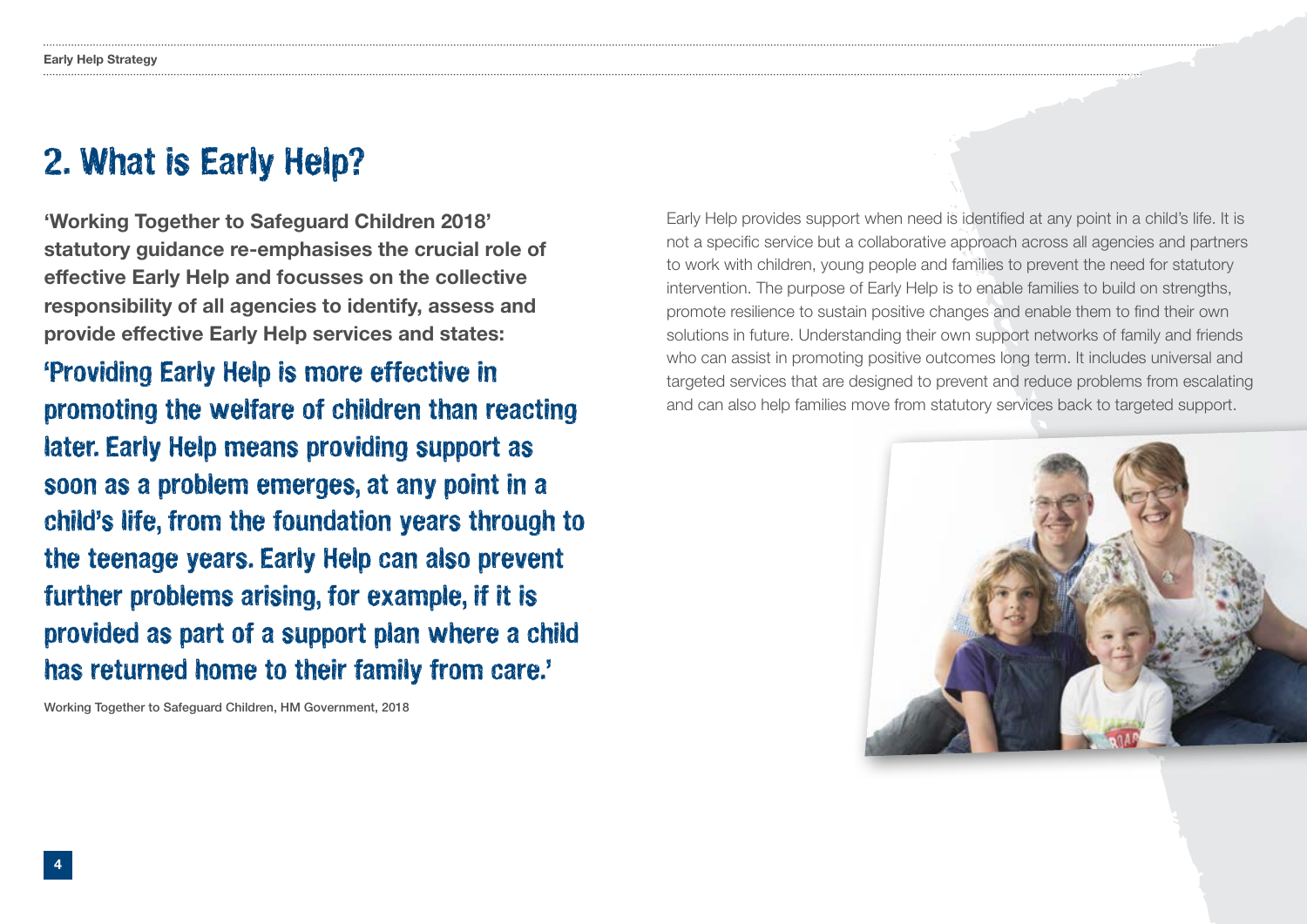## 2. What is Early Help?

**'Working Together to Safeguard Children 2018' statutory guidance re-emphasises the crucial role of effective Early Help and focusses on the collective responsibility of all agencies to identify, assess and provide effective Early Help services and states:**

'Providing Early Help is more effective in promoting the welfare of children than reacting later. Early Help means providing support as soon as a problem emerges, at any point in a child's life, from the foundation years through to the teenage years. Early Help can also prevent further problems arising, for example, if it is provided as part of a support plan where a child has returned home to their family from care.'

Working Together to Safeguard Children, HM Government, 2018

Early Help provides support when need is identified at any point in a child's life. It is not a specific service but a collaborative approach across all agencies and partners to work with children, young people and families to prevent the need for statutory intervention. The purpose of Early Help is to enable families to build on strengths, promote resilience to sustain positive changes and enable them to find their own solutions in future. Understanding their own support networks of family and friends who can assist in promoting positive outcomes long term. It includes universal and targeted services that are designed to prevent and reduce problems from escalating and can also help families move from statutory services back to targeted support.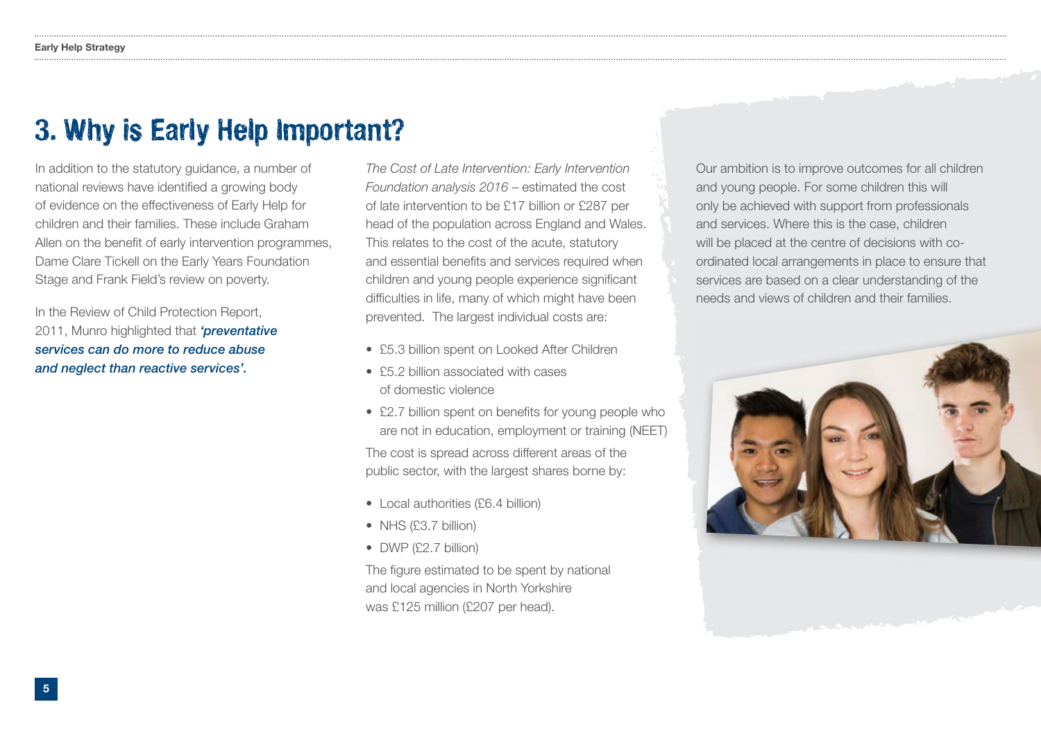# 3. Why is Early Help Important?

In addition to the statutory guidance, a number of national reviews have identified a growing body of evidence on the effectiveness of Early Help for children and their families. These include Graham Allen on the benefit of early intervention programmes, Dame Clare Tickell on the Early Years Foundation Stage and Frank Field's review on poverty.

In the Review of Child Protection Report, 2011, Munro highlighted that ***'preventative services can do more to reduce abuse and neglect than reactive services'.***

*The Cost of Late Intervention: Early Intervention Foundation analysis 2016* – estimated the cost of late intervention to be £17 billion or £287 per head of the population across England and Wales. This relates to the cost of the acute, statutory and essential benefits and services required when children and young people experience significant difficulties in life, many of which might have been prevented. The largest individual costs are:

- £5.3 billion spent on Looked After Children
- £5.2 billion associated with cases of domestic violence
- £2.7 billion spent on benefits for young people who are not in education, employment or training (NEET)

The cost is spread across different areas of the public sector, with the largest shares borne by:

- Local authorities (£6.4 billion)
- NHS (£3.7 billion)
- DWP (£2.7 billion)

The figure estimated to be spent by national and local agencies in North Yorkshire was £125 million (£207 per head).

Our ambition is to improve outcomes for all children and young people. For some children this will only be achieved with support from professionals and services. Where this is the case, children will be placed at the centre of decisions with co-ordinated local arrangements in place to ensure that services are based on a clear understanding of the needs and views of children and their families.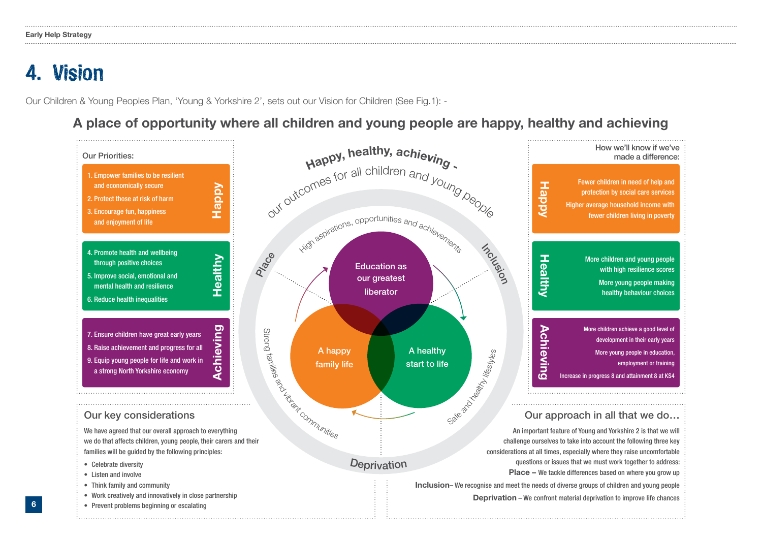# 4. Vision

Our Children & Young Peoples Plan, 'Young & Yorkshire 2', sets out our Vision for Children (See Fig.1): -

## A place of opportunity where all children and young people are happy, healthy and achieving

Our Priorities:

**Happy**

1. Empower families to be resilient and economically secure
2. Protect those at risk of harm
3. Encourage fun, happiness and enjoyment of life

**Healthy**

4. Promote health and wellbeing through positive choices
5. Improve social, emotional and mental health and resilience
6. Reduce health inequalities

**Achieving**

7. Ensure children have great early years
8. Raise achievement and progress for all
9. Equip young people for life and work in a strong North Yorkshire economy

**Happy, healthy, achieving -** our outcomes for all children and young people

High aspirations, opportunities and achievements

Education as our greatest liberator

A happy family life

A healthy start to life

Strong families and vibrant communities

Safe and healthy lifestyles

Place

Inclusion

Deprivation

How we'll know if we've made a difference:

**Happy**

Fewer children in need of help and protection by social care services

Higher average household income with fewer children living in poverty

**Healthy**

More children and young people with high resilience scores

More young people making healthy behaviour choices

**Achieving**

More children achieve a good level of development in their early years

More young people in education, employment or training

Increase in progress 8 and attainment 8 at KS4

### Our key considerations

We have agreed that our overall approach to everything we do that affects children, young people, their carers and their families will be guided by the following principles:

- Celebrate diversity
- Listen and involve
- Think family and community
- Work creatively and innovatively in close partnership
- Prevent problems beginning or escalating

### Our approach in all that we do…

An important feature of Young and Yorkshire 2 is that we will challenge ourselves to take into account the following three key considerations at all times, especially where they raise uncomfortable questions or issues that we must work together to address:

**Place –** We tackle differences based on where you grow up

**Inclusion**– We recognise and meet the needs of diverse groups of children and young people

**Deprivation** – We confront material deprivation to improve life chances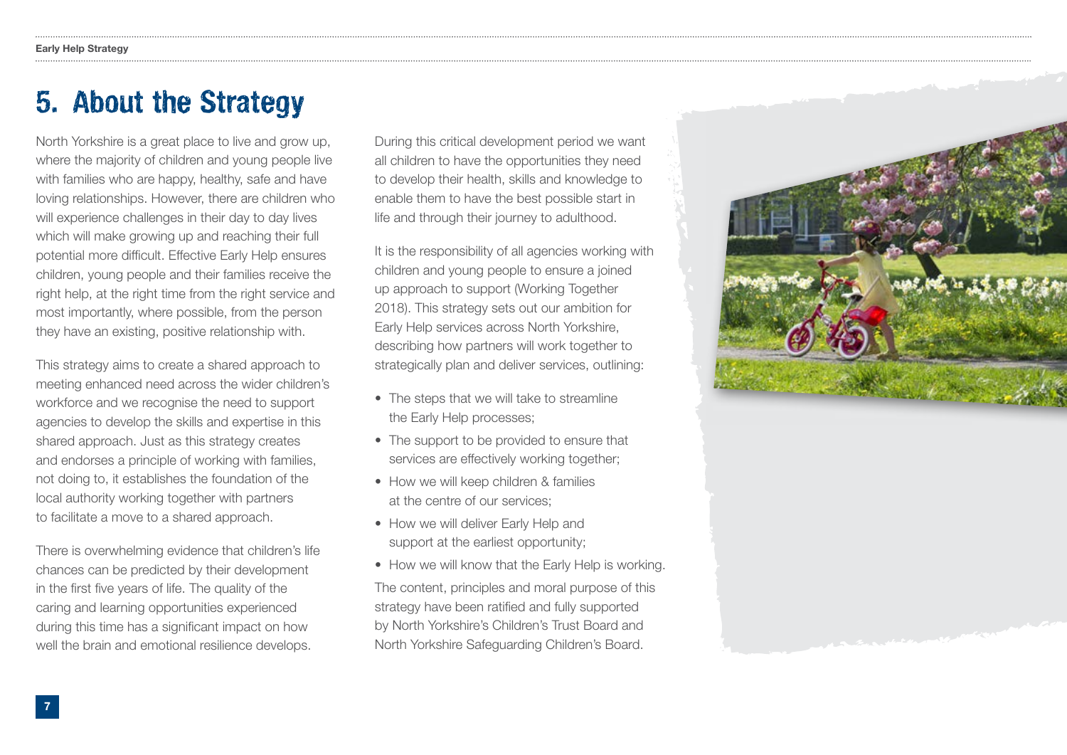# 5. About the Strategy

North Yorkshire is a great place to live and grow up, where the majority of children and young people live with families who are happy, healthy, safe and have loving relationships. However, there are children who will experience challenges in their day to day lives which will make growing up and reaching their full potential more difficult. Effective Early Help ensures children, young people and their families receive the right help, at the right time from the right service and most importantly, where possible, from the person they have an existing, positive relationship with.

This strategy aims to create a shared approach to meeting enhanced need across the wider children's workforce and we recognise the need to support agencies to develop the skills and expertise in this shared approach. Just as this strategy creates and endorses a principle of working with families, not doing to, it establishes the foundation of the local authority working together with partners to facilitate a move to a shared approach.

There is overwhelming evidence that children's life chances can be predicted by their development in the first five years of life. The quality of the caring and learning opportunities experienced during this time has a significant impact on how well the brain and emotional resilience develops.

During this critical development period we want all children to have the opportunities they need to develop their health, skills and knowledge to enable them to have the best possible start in life and through their journey to adulthood.

It is the responsibility of all agencies working with children and young people to ensure a joined up approach to support (Working Together 2018). This strategy sets out our ambition for Early Help services across North Yorkshire, describing how partners will work together to strategically plan and deliver services, outlining:

- The steps that we will take to streamline the Early Help processes;
- The support to be provided to ensure that services are effectively working together;
- How we will keep children & families at the centre of our services;
- How we will deliver Early Help and support at the earliest opportunity;
- How we will know that the Early Help is working.

The content, principles and moral purpose of this strategy have been ratified and fully supported by North Yorkshire's Children's Trust Board and North Yorkshire Safeguarding Children's Board.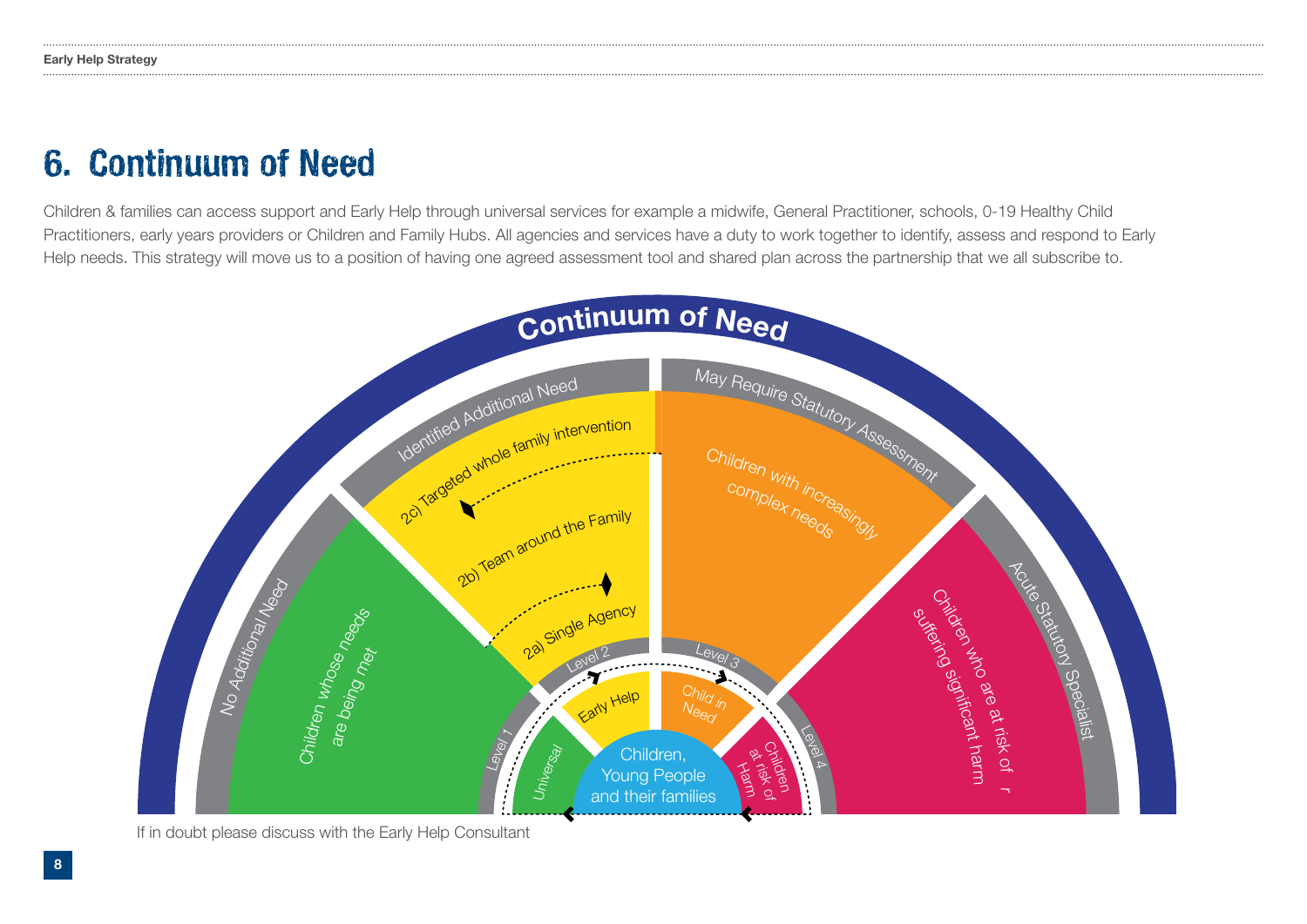# 6. Continuum of Need

Children & families can access support and Early Help through universal services for example a midwife, General Practitioner, schools, 0-19 Healthy Child Practitioners, early years providers or Children and Family Hubs. All agencies and services have a duty to work together to identify, assess and respond to Early Help needs. This strategy will move us to a position of having one agreed assessment tool and shared plan across the partnership that we all subscribe to.

**Continuum of Need**

| Level | Inner segment | Outer band | Description |
| --- | --- | --- | --- |
| Level 1 | Universal | No Additional Need | Children whose needs are being met |
| Level 2 | Early Help | Identified Additional Need | 2a) Single Agency; 2b) Team around the Family; 2c) Targeted whole family intervention |
| Level 3 | Child in Need | May Require Statutory Assessment | Children with increasingly complex needs |
| Level 4 | Children at risk of Harm | Acute Statutory Specialist | Children who are at risk of r suffering significant harm |

Centre: Children, Young People and their families

If in doubt please discuss with the Early Help Consultant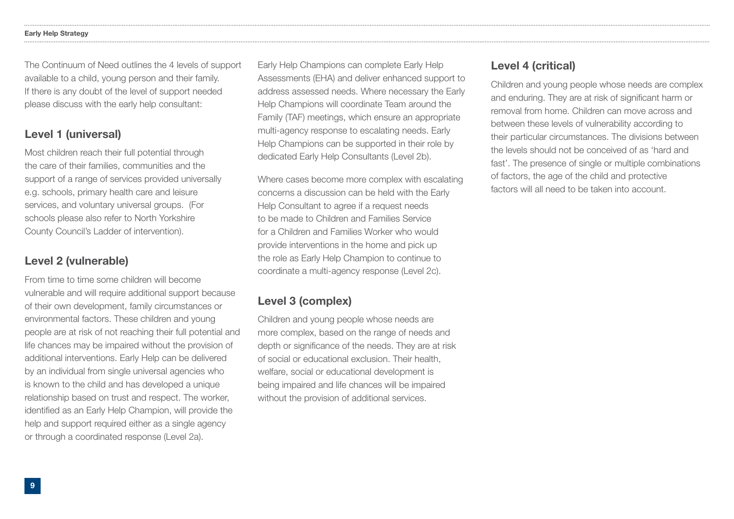The Continuum of Need outlines the 4 levels of support available to a child, young person and their family. If there is any doubt of the level of support needed please discuss with the early help consultant:

## Level 1 (universal)

Most children reach their full potential through the care of their families, communities and the support of a range of services provided universally e.g. schools, primary health care and leisure services, and voluntary universal groups. (For schools please also refer to North Yorkshire County Council's Ladder of intervention).

## Level 2 (vulnerable)

From time to time some children will become vulnerable and will require additional support because of their own development, family circumstances or environmental factors. These children and young people are at risk of not reaching their full potential and life chances may be impaired without the provision of additional interventions. Early Help can be delivered by an individual from single universal agencies who is known to the child and has developed a unique relationship based on trust and respect. The worker, identified as an Early Help Champion, will provide the help and support required either as a single agency or through a coordinated response (Level 2a).

Early Help Champions can complete Early Help Assessments (EHA) and deliver enhanced support to address assessed needs. Where necessary the Early Help Champions will coordinate Team around the Family (TAF) meetings, which ensure an appropriate multi-agency response to escalating needs. Early Help Champions can be supported in their role by dedicated Early Help Consultants (Level 2b).

Where cases become more complex with escalating concerns a discussion can be held with the Early Help Consultant to agree if a request needs to be made to Children and Families Service for a Children and Families Worker who would provide interventions in the home and pick up the role as Early Help Champion to continue to coordinate a multi-agency response (Level 2c).

## Level 3 (complex)

Children and young people whose needs are more complex, based on the range of needs and depth or significance of the needs. They are at risk of social or educational exclusion. Their health, welfare, social or educational development is being impaired and life chances will be impaired without the provision of additional services.

## Level 4 (critical)

Children and young people whose needs are complex and enduring. They are at risk of significant harm or removal from home. Children can move across and between these levels of vulnerability according to their particular circumstances. The divisions between the levels should not be conceived of as 'hard and fast'. The presence of single or multiple combinations of factors, the age of the child and protective factors will all need to be taken into account.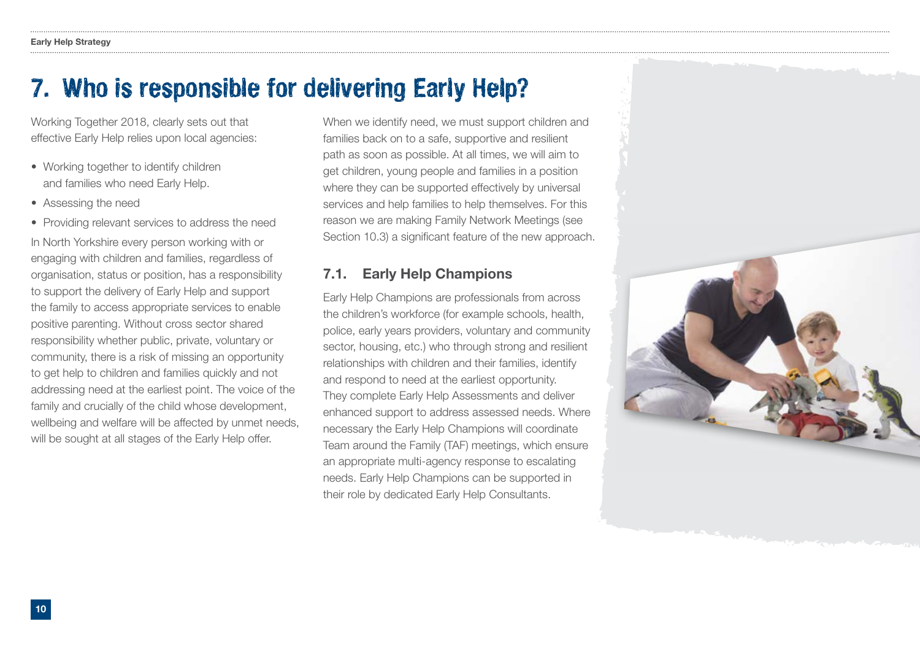# 7. Who is responsible for delivering Early Help?

Working Together 2018, clearly sets out that effective Early Help relies upon local agencies:

- Working together to identify children and families who need Early Help.
- Assessing the need
- Providing relevant services to address the need

In North Yorkshire every person working with or engaging with children and families, regardless of organisation, status or position, has a responsibility to support the delivery of Early Help and support the family to access appropriate services to enable positive parenting. Without cross sector shared responsibility whether public, private, voluntary or community, there is a risk of missing an opportunity to get help to children and families quickly and not addressing need at the earliest point. The voice of the family and crucially of the child whose development, wellbeing and welfare will be affected by unmet needs, will be sought at all stages of the Early Help offer.

When we identify need, we must support children and families back on to a safe, supportive and resilient path as soon as possible. At all times, we will aim to get children, young people and families in a position where they can be supported effectively by universal services and help families to help themselves. For this reason we are making Family Network Meetings (see Section 10.3) a significant feature of the new approach.

## 7.1. Early Help Champions

Early Help Champions are professionals from across the children's workforce (for example schools, health, police, early years providers, voluntary and community sector, housing, etc.) who through strong and resilient relationships with children and their families, identify and respond to need at the earliest opportunity. They complete Early Help Assessments and deliver enhanced support to address assessed needs. Where necessary the Early Help Champions will coordinate Team around the Family (TAF) meetings, which ensure an appropriate multi-agency response to escalating needs. Early Help Champions can be supported in their role by dedicated Early Help Consultants.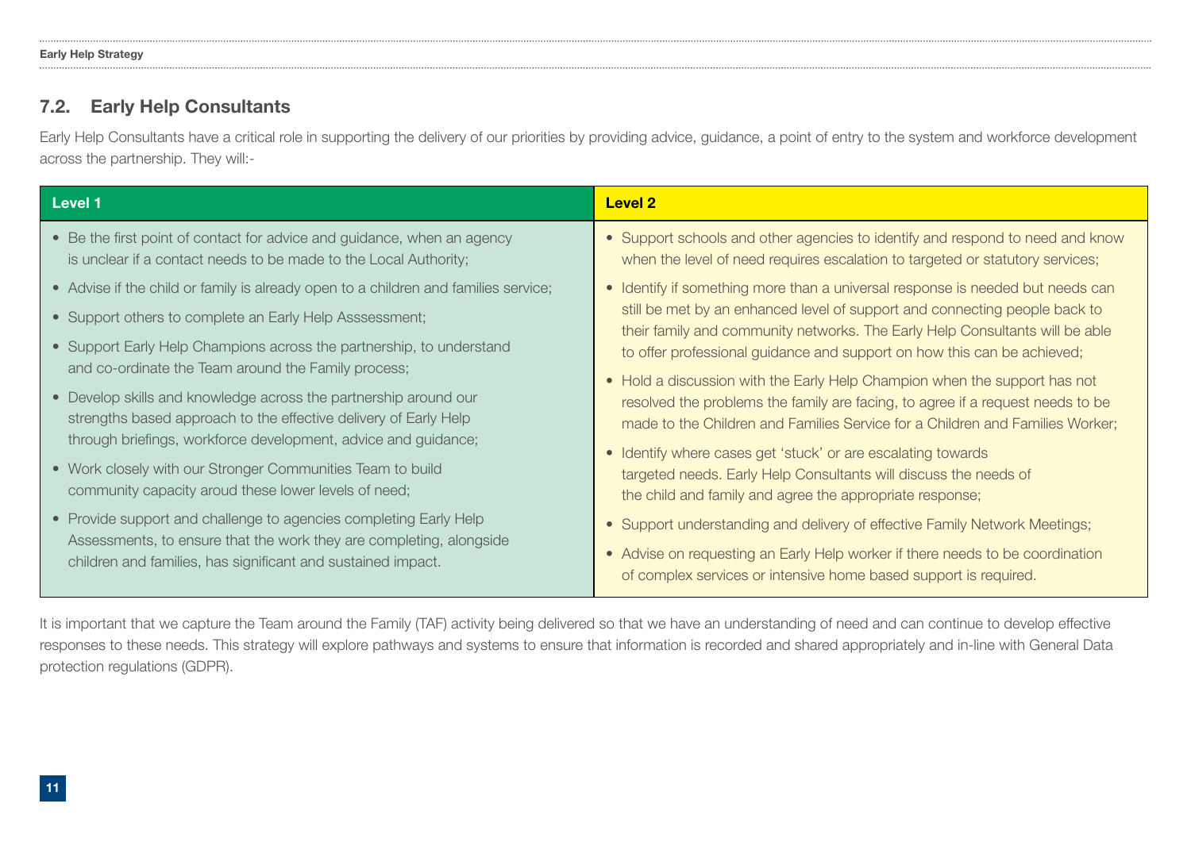## 7.2. Early Help Consultants

Early Help Consultants have a critical role in supporting the delivery of our priorities by providing advice, guidance, a point of entry to the system and workforce development across the partnership. They will:-

| Level 1 | Level 2 |
|---|---|
| • Be the first point of contact for advice and guidance, when an agency is unclear if a contact needs to be made to the Local Authority;<br>• Advise if the child or family is already open to a children and families service;<br>• Support others to complete an Early Help Asssessment;<br>• Support Early Help Champions across the partnership, to understand and co-ordinate the Team around the Family process;<br>• Develop skills and knowledge across the partnership around our strengths based approach to the effective delivery of Early Help through briefings, workforce development, advice and guidance;<br>• Work closely with our Stronger Communities Team to build community capacity aroud these lower levels of need;<br>• Provide support and challenge to agencies completing Early Help Assessments, to ensure that the work they are completing, alongside children and families, has significant and sustained impact. | • Support schools and other agencies to identify and respond to need and know when the level of need requires escalation to targeted or statutory services;<br>• Identify if something more than a universal response is needed but needs can still be met by an enhanced level of support and connecting people back to their family and community networks. The Early Help Consultants will be able to offer professional guidance and support on how this can be achieved;<br>• Hold a discussion with the Early Help Champion when the support has not resolved the problems the family are facing, to agree if a request needs to be made to the Children and Families Service for a Children and Families Worker;<br>• Identify where cases get 'stuck' or are escalating towards targeted needs. Early Help Consultants will discuss the needs of the child and family and agree the appropriate response;<br>• Support understanding and delivery of effective Family Network Meetings;<br>• Advise on requesting an Early Help worker if there needs to be coordination of complex services or intensive home based support is required. |

It is important that we capture the Team around the Family (TAF) activity being delivered so that we have an understanding of need and can continue to develop effective responses to these needs. This strategy will explore pathways and systems to ensure that information is recorded and shared appropriately and in-line with General Data protection regulations (GDPR).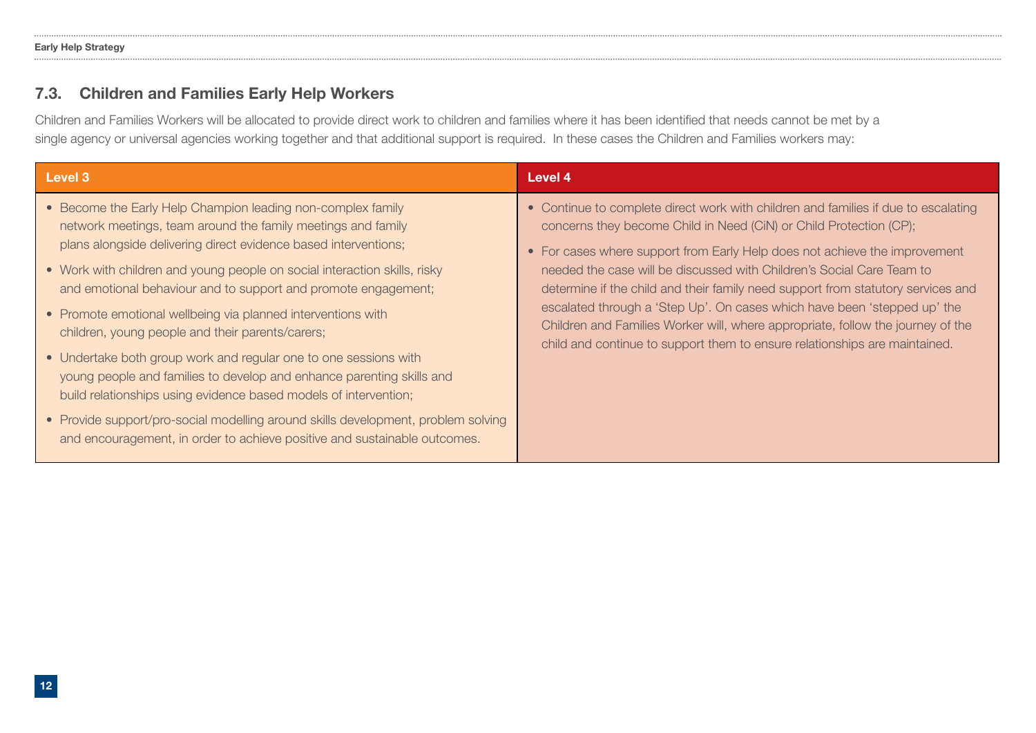## 7.3. Children and Families Early Help Workers

Children and Families Workers will be allocated to provide direct work to children and families where it has been identified that needs cannot be met by a single agency or universal agencies working together and that additional support is required. In these cases the Children and Families workers may:

| Level 3 | Level 4 |
|---|---|
| • Become the Early Help Champion leading non-complex family network meetings, team around the family meetings and family plans alongside delivering direct evidence based interventions;<br>• Work with children and young people on social interaction skills, risky and emotional behaviour and to support and promote engagement;<br>• Promote emotional wellbeing via planned interventions with children, young people and their parents/carers;<br>• Undertake both group work and regular one to one sessions with young people and families to develop and enhance parenting skills and build relationships using evidence based models of intervention;<br>• Provide support/pro-social modelling around skills development, problem solving and encouragement, in order to achieve positive and sustainable outcomes. | • Continue to complete direct work with children and families if due to escalating concerns they become Child in Need (CiN) or Child Protection (CP);<br>• For cases where support from Early Help does not achieve the improvement needed the case will be discussed with Children's Social Care Team to determine if the child and their family need support from statutory services and escalated through a 'Step Up'. On cases which have been 'stepped up' the Children and Families Worker will, where appropriate, follow the journey of the child and continue to support them to ensure relationships are maintained. |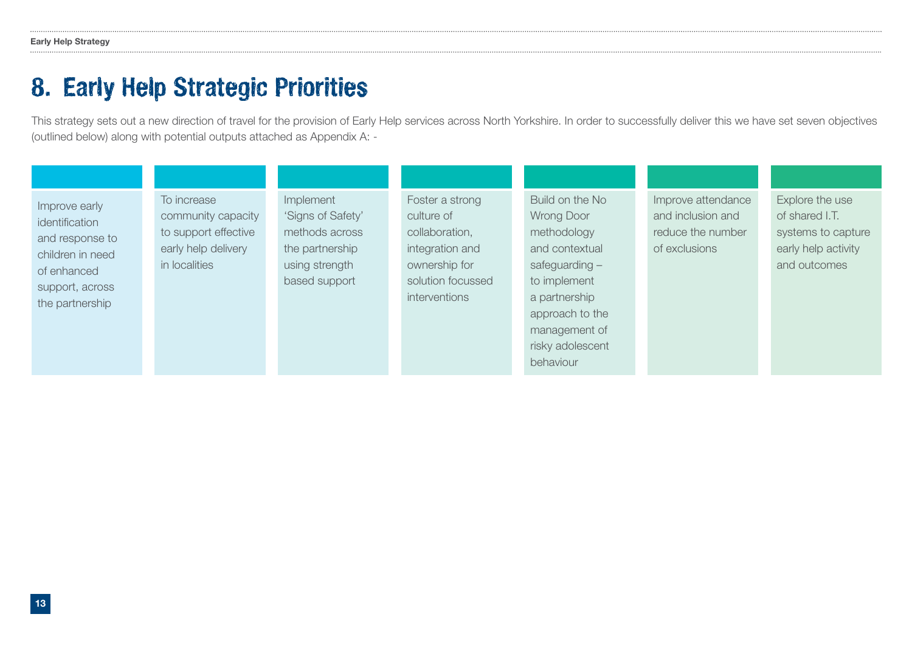# 8. Early Help Strategic Priorities

This strategy sets out a new direction of travel for the provision of Early Help services across North Yorkshire. In order to successfully deliver this we have set seven objectives (outlined below) along with potential outputs attached as Appendix A: -

- Improve early identification and response to children in need of enhanced support, across the partnership
- To increase community capacity to support effective early help delivery in localities
- Implement 'Signs of Safety' methods across the partnership using strength based support
- Foster a strong culture of collaboration, integration and ownership for solution focussed interventions
- Build on the No Wrong Door methodology and contextual safeguarding – to implement a partnership approach to the management of risky adolescent behaviour
- Improve attendance and inclusion and reduce the number of exclusions
- Explore the use of shared I.T. systems to capture early help activity and outcomes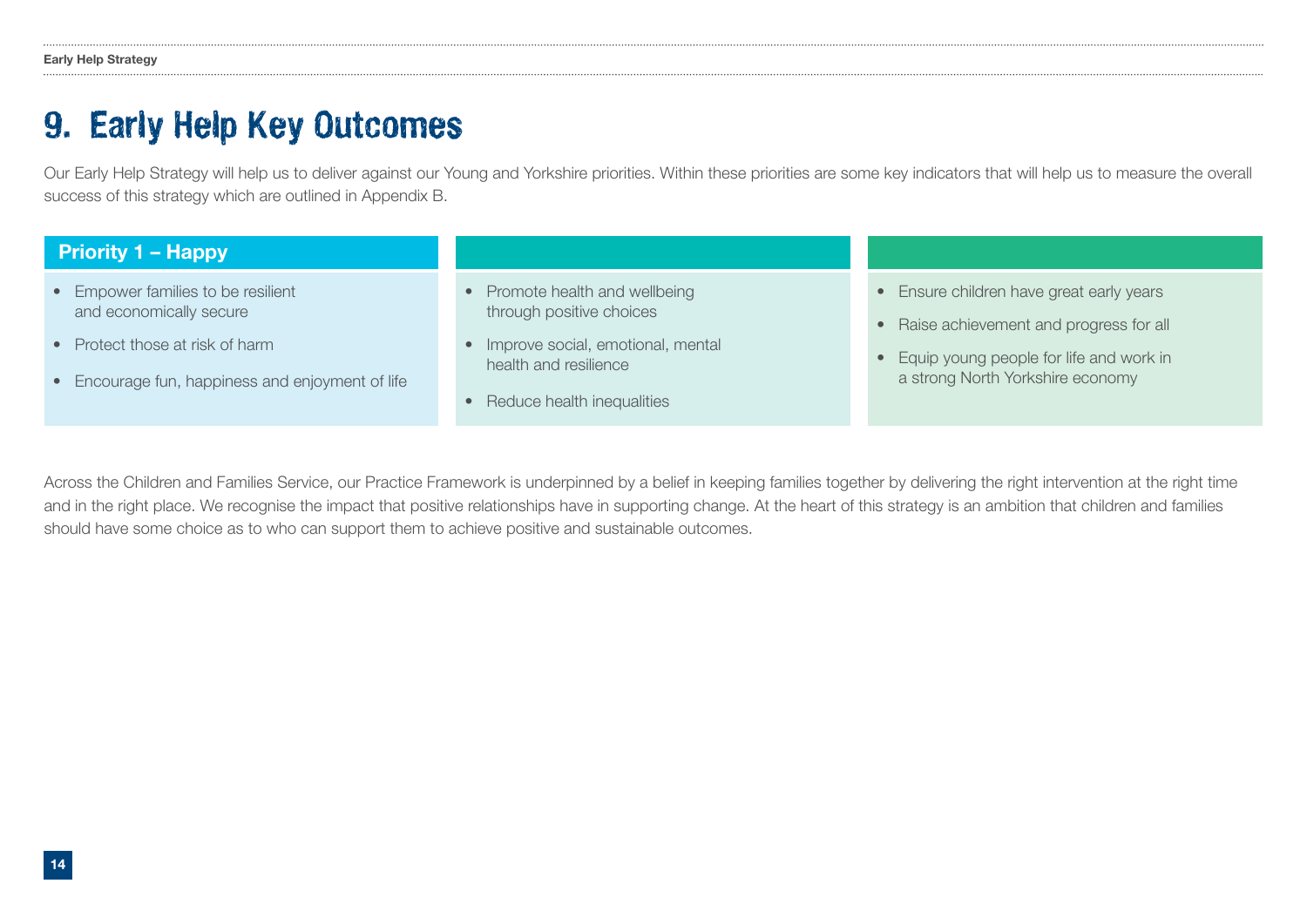# 9. Early Help Key Outcomes

Our Early Help Strategy will help us to deliver against our Young and Yorkshire priorities. Within these priorities are some key indicators that will help us to measure the overall success of this strategy which are outlined in Appendix B.

**Priority 1 – Happy**

- Empower families to be resilient and economically secure
- Protect those at risk of harm
- Encourage fun, happiness and enjoyment of life

- Promote health and wellbeing through positive choices
- Improve social, emotional, mental health and resilience
- Reduce health inequalities

- Ensure children have great early years
- Raise achievement and progress for all
- Equip young people for life and work in a strong North Yorkshire economy

Across the Children and Families Service, our Practice Framework is underpinned by a belief in keeping families together by delivering the right intervention at the right time and in the right place. We recognise the impact that positive relationships have in supporting change. At the heart of this strategy is an ambition that children and families should have some choice as to who can support them to achieve positive and sustainable outcomes.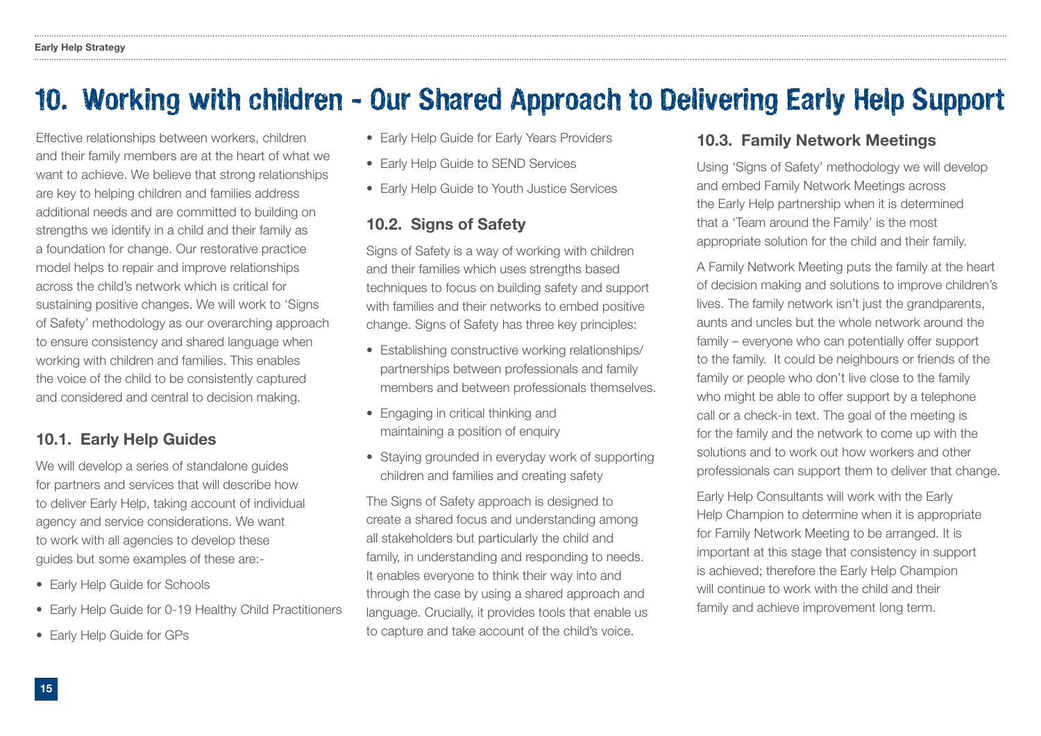# 10. Working with children - Our Shared Approach to Delivering Early Help Support

Effective relationships between workers, children and their family members are at the heart of what we want to achieve. We believe that strong relationships are key to helping children and families address additional needs and are committed to building on strengths we identify in a child and their family as a foundation for change. Our restorative practice model helps to repair and improve relationships across the child's network which is critical for sustaining positive changes. We will work to 'Signs of Safety' methodology as our overarching approach to ensure consistency and shared language when working with children and families. This enables the voice of the child to be consistently captured and considered and central to decision making.

## 10.1. Early Help Guides

We will develop a series of standalone guides for partners and services that will describe how to deliver Early Help, taking account of individual agency and service considerations. We want to work with all agencies to develop these guides but some examples of these are:-

- Early Help Guide for Schools
- Early Help Guide for 0-19 Healthy Child Practitioners
- Early Help Guide for GPs
- Early Help Guide for Early Years Providers
- Early Help Guide to SEND Services
- Early Help Guide to Youth Justice Services

## 10.2. Signs of Safety

Signs of Safety is a way of working with children and their families which uses strengths based techniques to focus on building safety and support with families and their networks to embed positive change. Signs of Safety has three key principles:

- Establishing constructive working relationships/ partnerships between professionals and family members and between professionals themselves.
- Engaging in critical thinking and maintaining a position of enquiry
- Staying grounded in everyday work of supporting children and families and creating safety

The Signs of Safety approach is designed to create a shared focus and understanding among all stakeholders but particularly the child and family, in understanding and responding to needs. It enables everyone to think their way into and through the case by using a shared approach and language. Crucially, it provides tools that enable us to capture and take account of the child's voice.

## 10.3. Family Network Meetings

Using 'Signs of Safety' methodology we will develop and embed Family Network Meetings across the Early Help partnership when it is determined that a 'Team around the Family' is the most appropriate solution for the child and their family.

A Family Network Meeting puts the family at the heart of decision making and solutions to improve children's lives. The family network isn't just the grandparents, aunts and uncles but the whole network around the family – everyone who can potentially offer support to the family. It could be neighbours or friends of the family or people who don't live close to the family who might be able to offer support by a telephone call or a check-in text. The goal of the meeting is for the family and the network to come up with the solutions and to work out how workers and other professionals can support them to deliver that change.

Early Help Consultants will work with the Early Help Champion to determine when it is appropriate for Family Network Meeting to be arranged. It is important at this stage that consistency in support is achieved; therefore the Early Help Champion will continue to work with the child and their family and achieve improvement long term.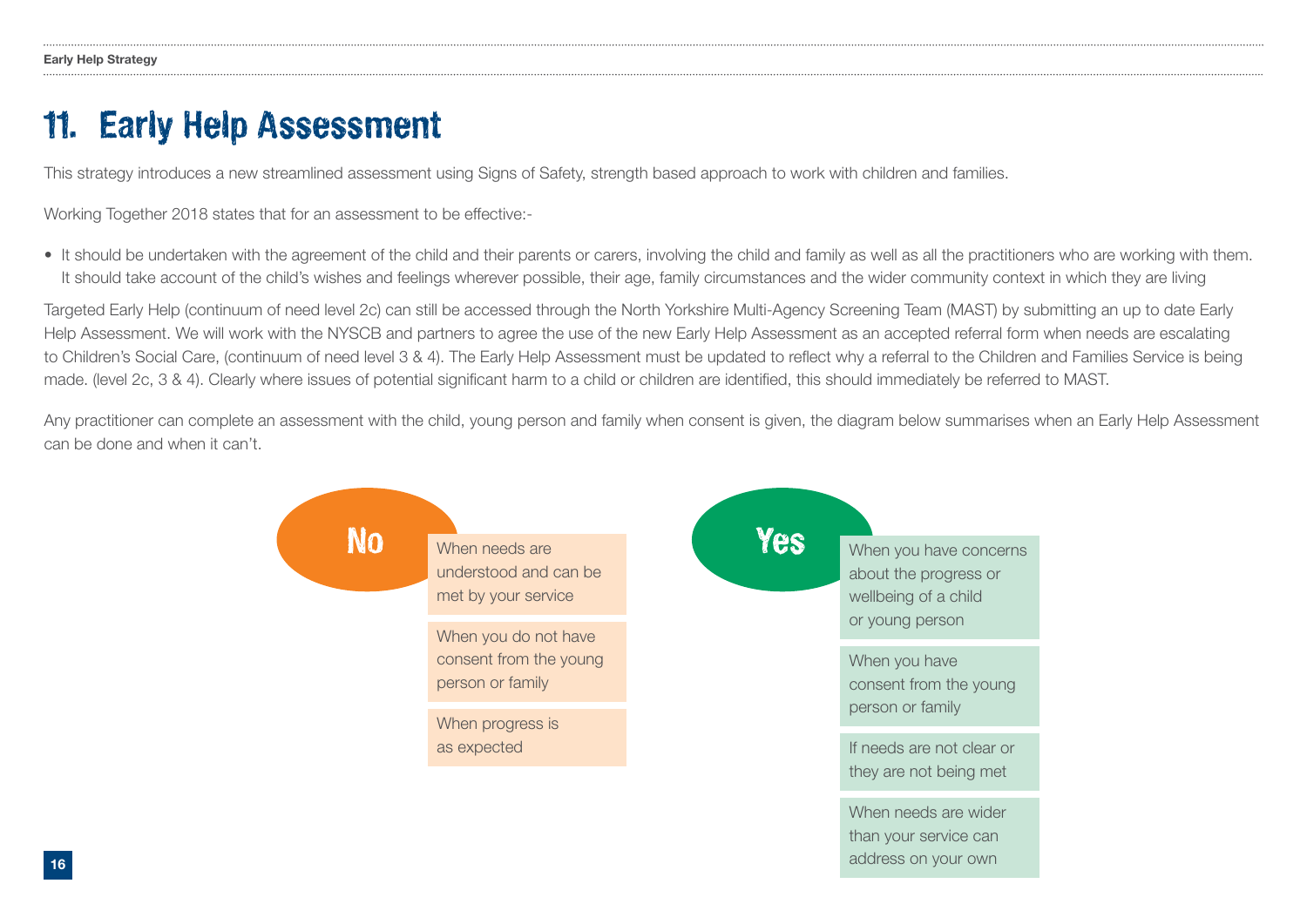# 11. Early Help Assessment

This strategy introduces a new streamlined assessment using Signs of Safety, strength based approach to work with children and families.

Working Together 2018 states that for an assessment to be effective:-

- It should be undertaken with the agreement of the child and their parents or carers, involving the child and family as well as all the practitioners who are working with them. It should take account of the child's wishes and feelings wherever possible, their age, family circumstances and the wider community context in which they are living

Targeted Early Help (continuum of need level 2c) can still be accessed through the North Yorkshire Multi-Agency Screening Team (MAST) by submitting an up to date Early Help Assessment. We will work with the NYSCB and partners to agree the use of the new Early Help Assessment as an accepted referral form when needs are escalating to Children's Social Care, (continuum of need level 3 & 4). The Early Help Assessment must be updated to reflect why a referral to the Children and Families Service is being made. (level 2c, 3 & 4). Clearly where issues of potential significant harm to a child or children are identified, this should immediately be referred to MAST.

Any practitioner can complete an assessment with the child, young person and family when consent is given, the diagram below summarises when an Early Help Assessment can be done and when it can't.

**No**

- When needs are understood and can be met by your service
- When you do not have consent from the young person or family
- When progress is as expected

**Yes**

- When you have concerns about the progress or wellbeing of a child or young person
- When you have consent from the young person or family
- If needs are not clear or they are not being met
- When needs are wider than your service can address on your own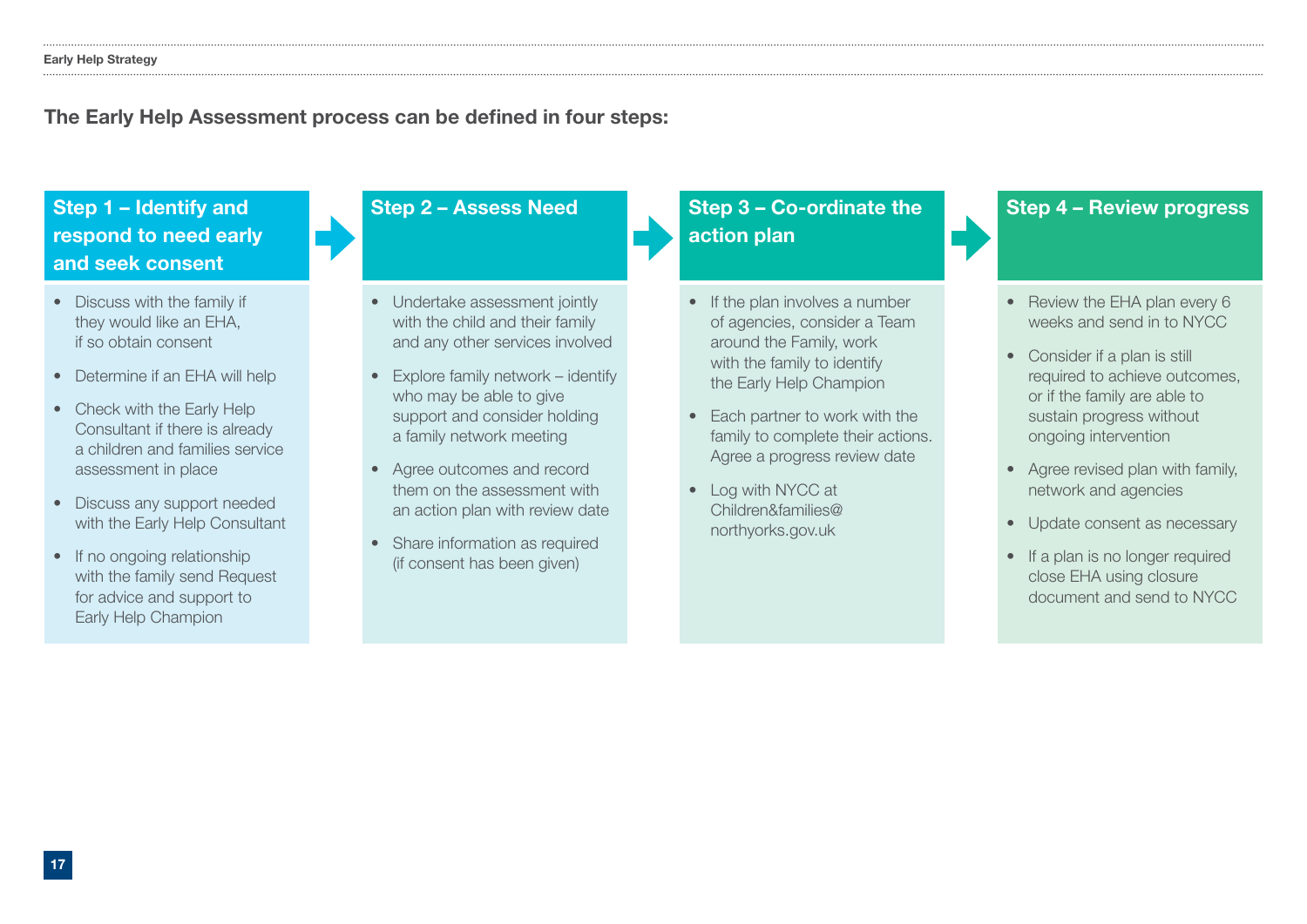**The Early Help Assessment process can be defined in four steps:**

### Step 1 – Identify and respond to need early and seek consent

- Discuss with the family if they would like an EHA, if so obtain consent
- Determine if an EHA will help
- Check with the Early Help Consultant if there is already a children and families service assessment in place
- Discuss any support needed with the Early Help Consultant
- If no ongoing relationship with the family send Request for advice and support to Early Help Champion

### Step 2 – Assess Need

- Undertake assessment jointly with the child and their family and any other services involved
- Explore family network – identify who may be able to give support and consider holding a family network meeting
- Agree outcomes and record them on the assessment with an action plan with review date
- Share information as required (if consent has been given)

### Step 3 – Co-ordinate the action plan

- If the plan involves a number of agencies, consider a Team around the Family, work with the family to identify the Early Help Champion
- Each partner to work with the family to complete their actions. Agree a progress review date
- Log with NYCC at Children&families@northyorks.gov.uk

### Step 4 – Review progress

- Review the EHA plan every 6 weeks and send in to NYCC
- Consider if a plan is still required to achieve outcomes, or if the family are able to sustain progress without ongoing intervention
- Agree revised plan with family, network and agencies
- Update consent as necessary
- If a plan is no longer required close EHA using closure document and send to NYCC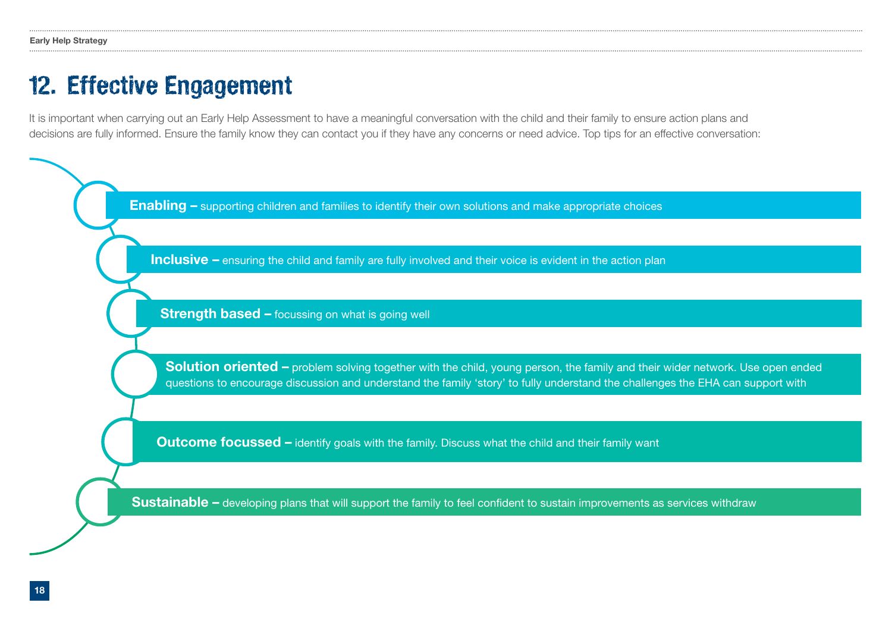# 12. Effective Engagement

It is important when carrying out an Early Help Assessment to have a meaningful conversation with the child and their family to ensure action plans and decisions are fully informed. Ensure the family know they can contact you if they have any concerns or need advice. Top tips for an effective conversation:

- **Enabling –** supporting children and families to identify their own solutions and make appropriate choices
- **Inclusive –** ensuring the child and family are fully involved and their voice is evident in the action plan
- **Strength based –** focussing on what is going well
- **Solution oriented –** problem solving together with the child, young person, the family and their wider network. Use open ended questions to encourage discussion and understand the family 'story' to fully understand the challenges the EHA can support with
- **Outcome focussed –** identify goals with the family. Discuss what the child and their family want
- **Sustainable –** developing plans that will support the family to feel confident to sustain improvements as services withdraw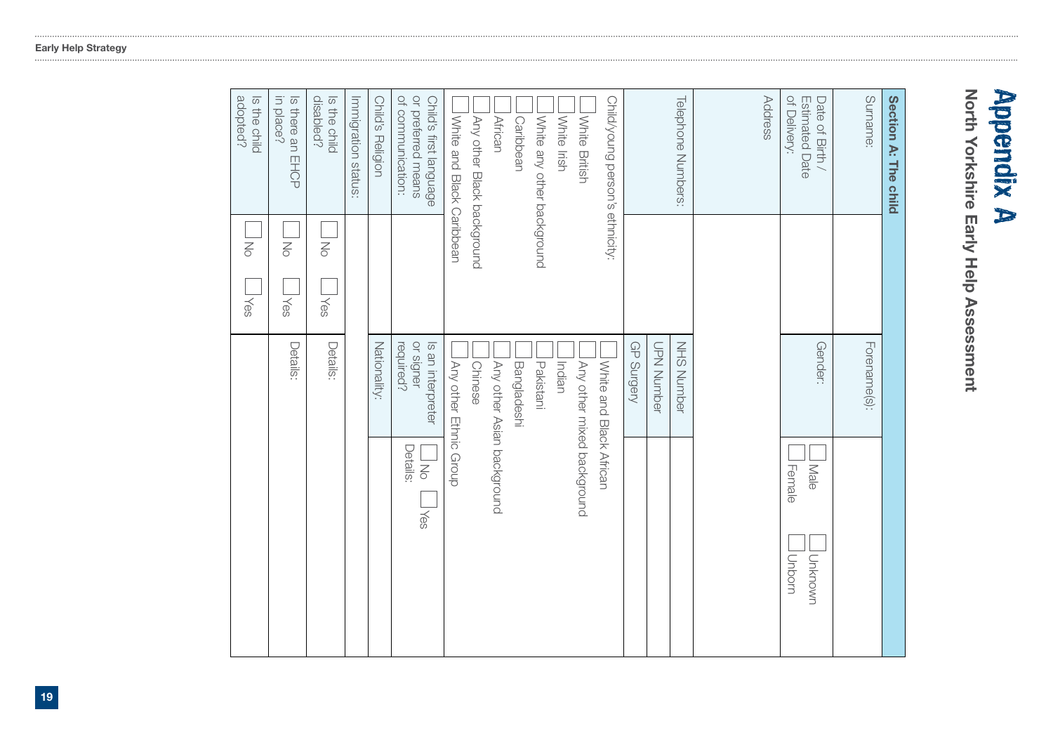# Appendix A

## North Yorkshire Early Help Assessment

| Section A: The child | | | |
|---|---|---|---|
| Surname: | | Forename(s): | |
| Date of Birth / Estimated Date of Delivery: | | Gender: | ☐ Male ☐ Unknown ☐ Female ☐ Unborn |
| Address | | | |
| Telephone Numbers: | | NHS Number | |
| | | UPN Number | |
| | | GP Surgery | |
| Child/young person's ethnicity: | | | |
| ☐ White British | | ☐ White and Black African | |
| ☐ White Irish | | ☐ Any other mixed background | |
| ☐ White any other background | | ☐ Indian | |
| ☐ Caribbean | | ☐ Pakistani | |
| ☐ African | | ☐ Bangladeshi | |
| ☐ Any other Black background | | ☐ Any other Asian background | |
| ☐ White and Black Caribbean | | ☐ Chinese | |
| | | ☐ Any other Ethnic Group | |
| Child's first language or preferred means of communication: | | Is an interpreter or signer required? | ☐ No ☐ Yes<br>Details: |
| Child's Religion | | Nationality: | |
| Immigration status: | | | |
| Is the child disabled? | ☐ No ☐ Yes | Details: | |
| Is there an EHCP in place? | ☐ No ☐ Yes | Details: | |
| Is the child adopted? | ☐ No ☐ Yes | | |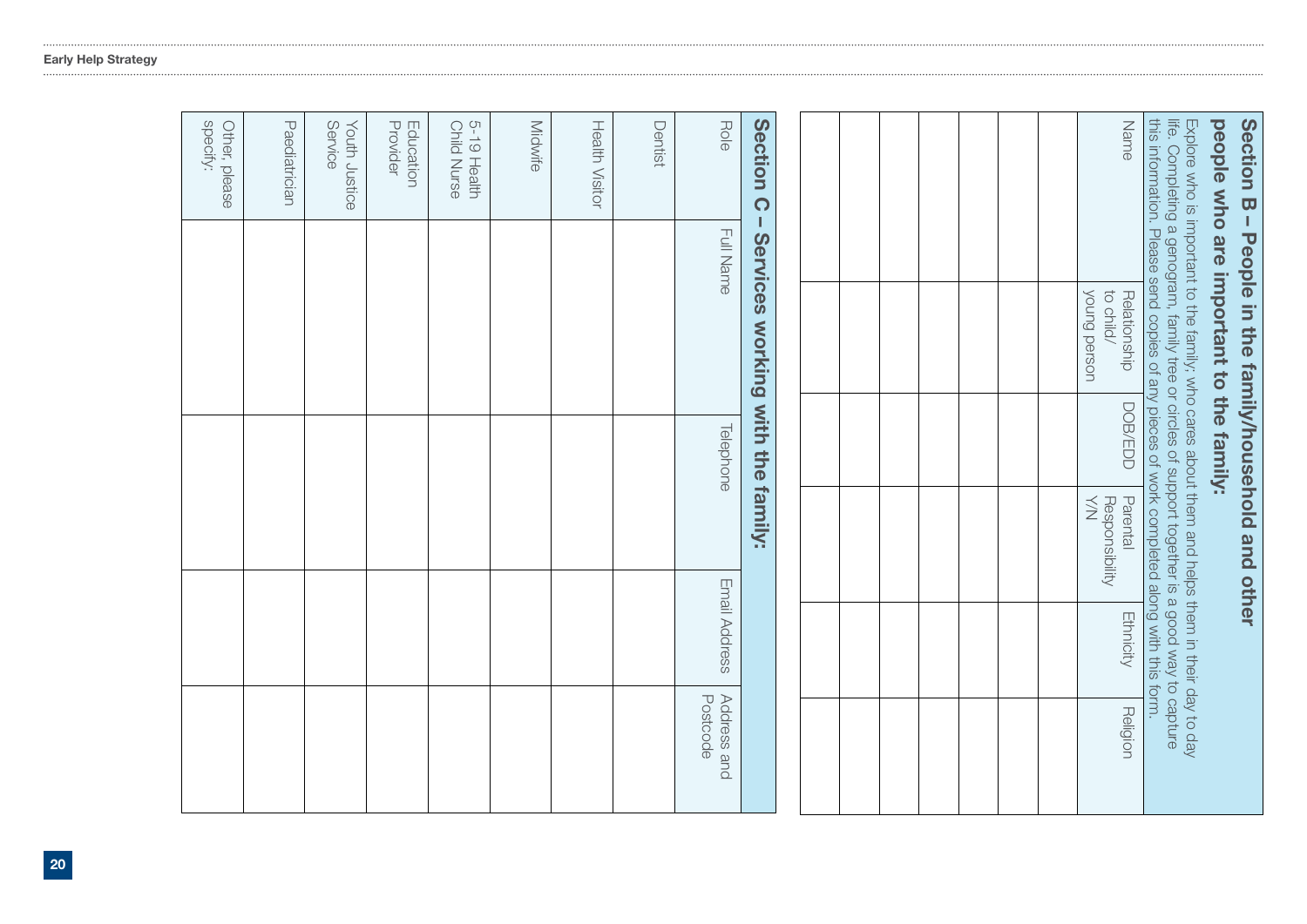## Section B – People in the family/household and other people who are important to the family:

Explore who is important to the family, who cares about them and helps them in their day to day life. Completing a genogram, family tree or circles of support together is a good way to capture this information. Please send copies of any pieces of work completed along with this form.

| Name | Relationship to child/ young person | DOB/EDD | Parental Responsibility Y/N | Ethnicity | Religion |
|---|---|---|---|---|---|
| | | | | | |
| | | | | | |
| | | | | | |
| | | | | | |
| | | | | | |
| | | | | | |
| | | | | | |

## Section C – Services working with the family:

| Role | Full Name | Telephone | Email Address | Address and Postcode |
|---|---|---|---|---|
| Dentist | | | | |
| Health Visitor | | | | |
| Midwife | | | | |
| 5-19 Health Child Nurse | | | | |
| Education Provider | | | | |
| Youth Justice Service | | | | |
| Paediatrician | | | | |
| Other, please specify: | | | | |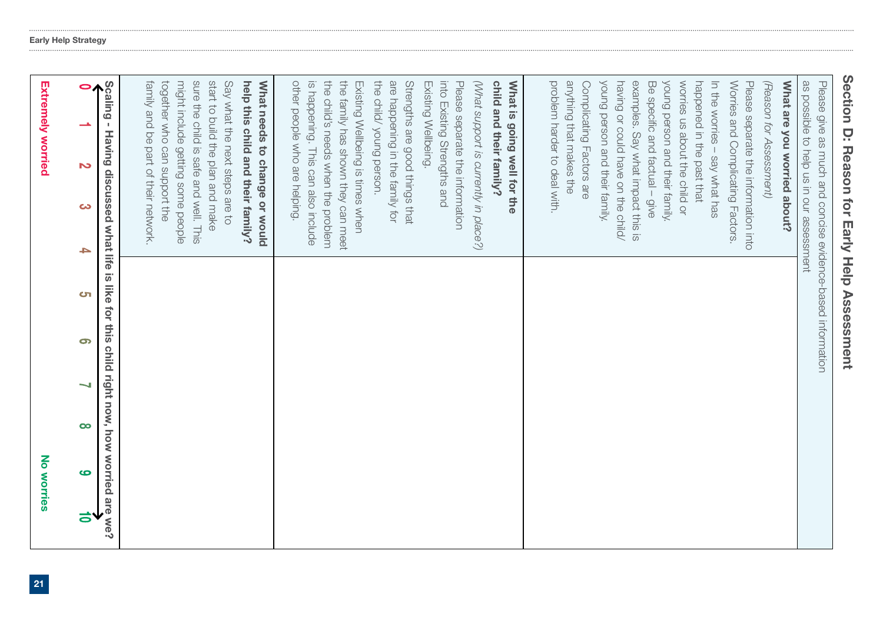## Section D: Reason for Early Help Assessment

| Please give as much and concise evidence-based information as possible to help us in our assessment | |
|---|---|
| **What are you worried about?** *(Reason for Assessment)* Please separate the information into Worries and Complicating Factors. In the worries – say what has happened in the past that worries us about the child or young person and their family. Be specific and factual – give examples. Say what impact this is having or could have on the child/ young person and their family. Complicating Factors are anything that makes the problem harder to deal with. | |
| **What is going well for the child and their family?** *(What support is currently in place?)* Please separate the information into Existing Strengths and Existing Wellbeing. Strengths are good things that are happening in the family for the child/ young person. Existing Wellbeing is times when the family has shown they can meet the child's needs when the problem is happening. This can also include other people who are helping. | |
| **What needs to change or would help this child and their family?** Say what the next steps are to start to build the plan and make sure the child is safe and well. This might include getting some people together who can support the family and be part of their network. | |

**Scaling - Having discussed what life is like for this child right now, how worried are we?**

0 1 2 3 4 5 6 7 8 9 10

Extremely worried — No worries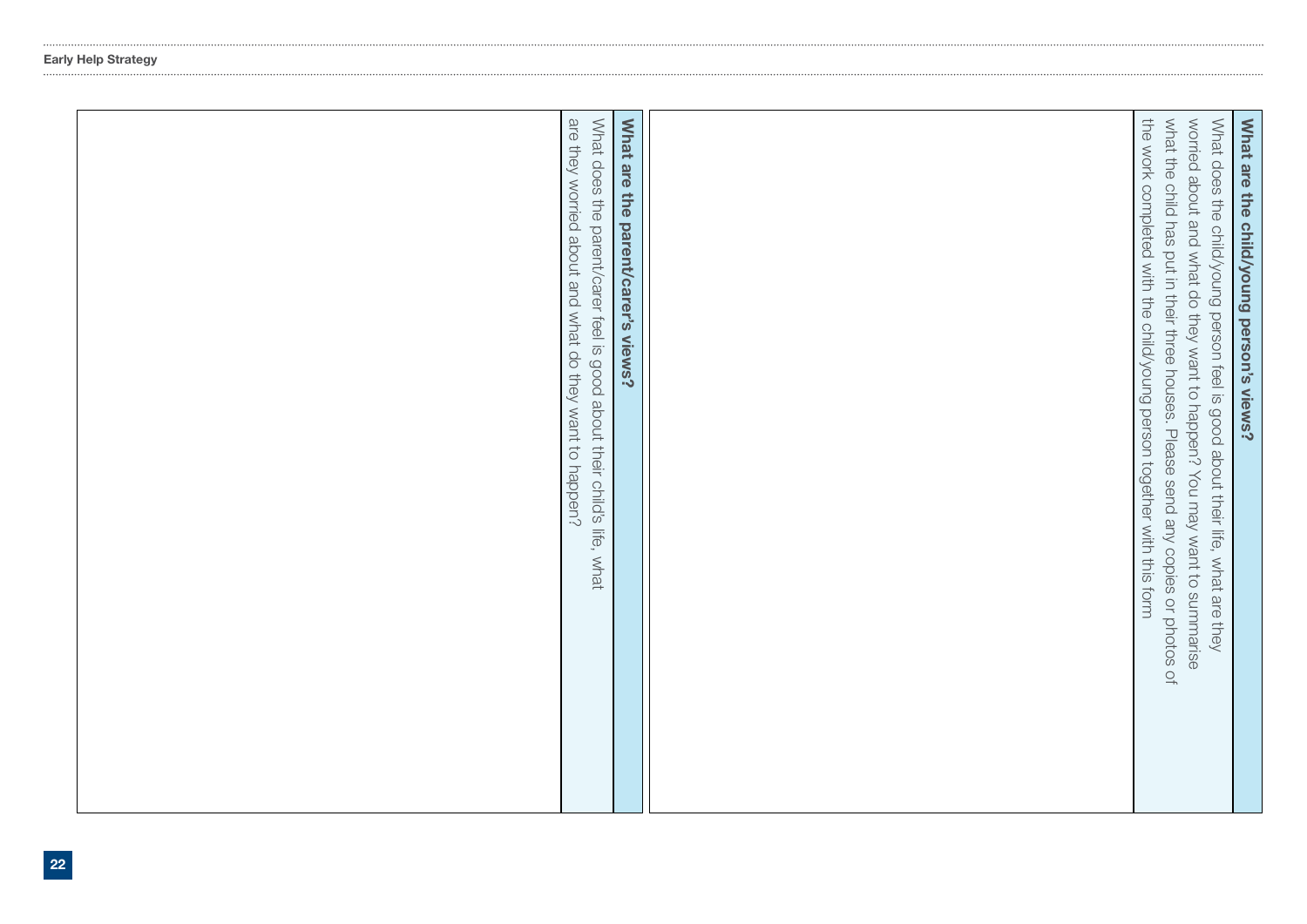## What are the child/young person's views?

What does the child/young person feel is good about their life, what are they worried about and what do they want to happen? You may want to summarise what the child has put in their three houses. Please send any copies or photos of the work completed with the child/young person together with this form

## What are the parent/carer's views?

What does the parent/carer feel is good about their child's life, what are they worried about and what do they want to happen?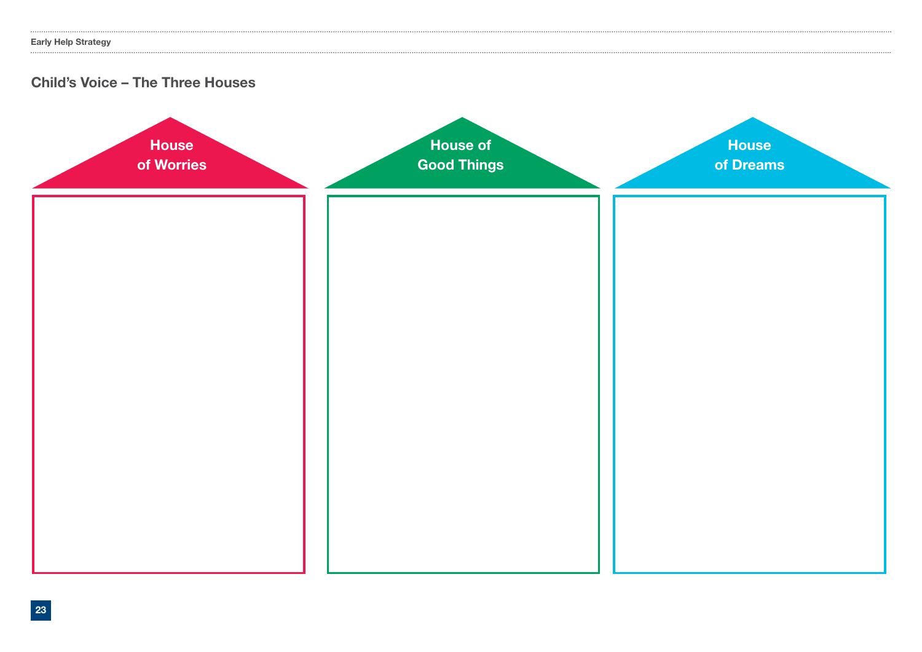## Child's Voice – The Three Houses

| House of Worries | House of Good Things | House of Dreams |
| --- | --- | --- |
| | | |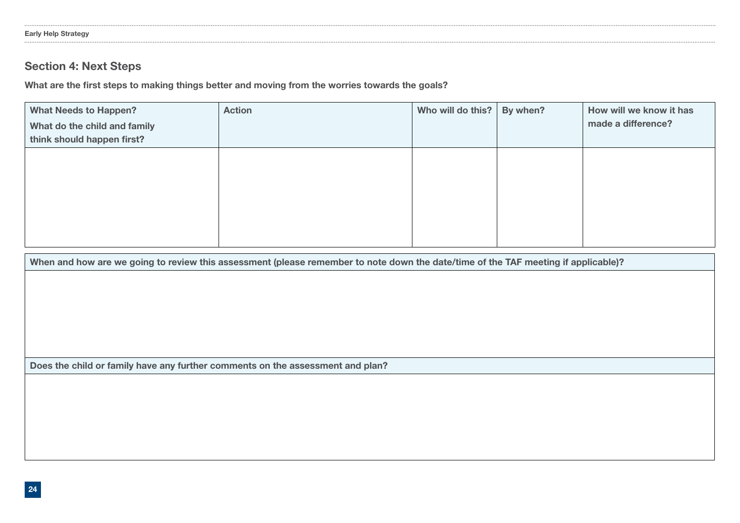## Section 4: Next Steps

**What are the first steps to making things better and moving from the worries towards the goals?**

| What Needs to Happen? What do the child and family think should happen first? | Action | Who will do this? | By when? | How will we know it has made a difference? |
|---|---|---|---|---|
| | | | | |

| When and how are we going to review this assessment (please remember to note down the date/time of the TAF meeting if applicable)? |
|---|
| |
| **Does the child or family have any further comments on the assessment and plan?** |
| |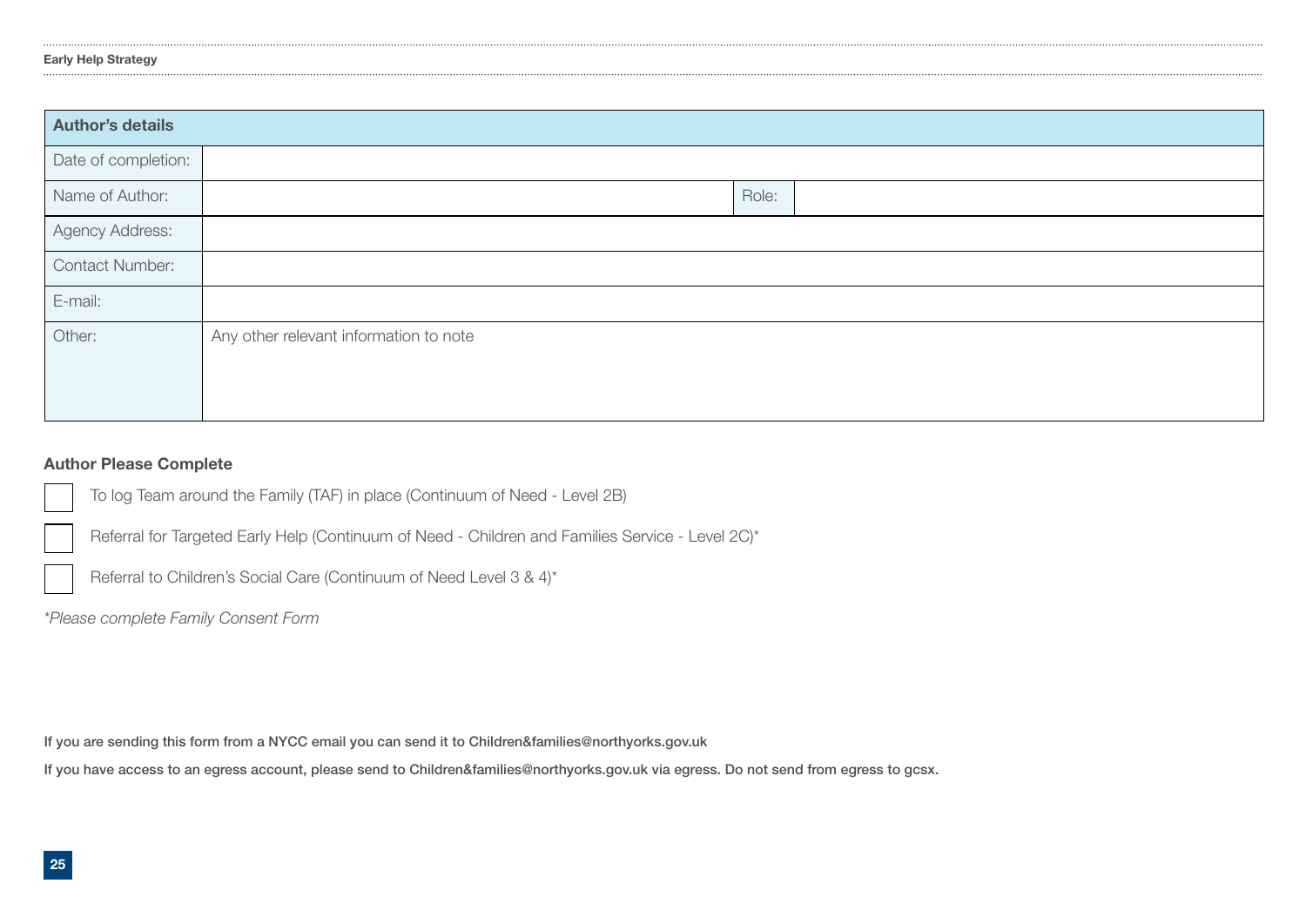| Author's details | | | |
|---|---|---|---|
| Date of completion: | | | |
| Name of Author: | | Role: | |
| Agency Address: | | | |
| Contact Number: | | | |
| E-mail: | | | |
| Other: | Any other relevant information to note | | |

**Author Please Complete**

- ☐ To log Team around the Family (TAF) in place (Continuum of Need - Level 2B)
- ☐ Referral for Targeted Early Help (Continuum of Need - Children and Families Service - Level 2C)*
- ☐ Referral to Children's Social Care (Continuum of Need Level 3 & 4)*

*\*Please complete Family Consent Form*

**If you are sending this form from a NYCC email you can send it to Children&families@northyorks.gov.uk**

**If you have access to an egress account, please send to Children&families@northyorks.gov.uk via egress. Do not send from egress to gcsx.**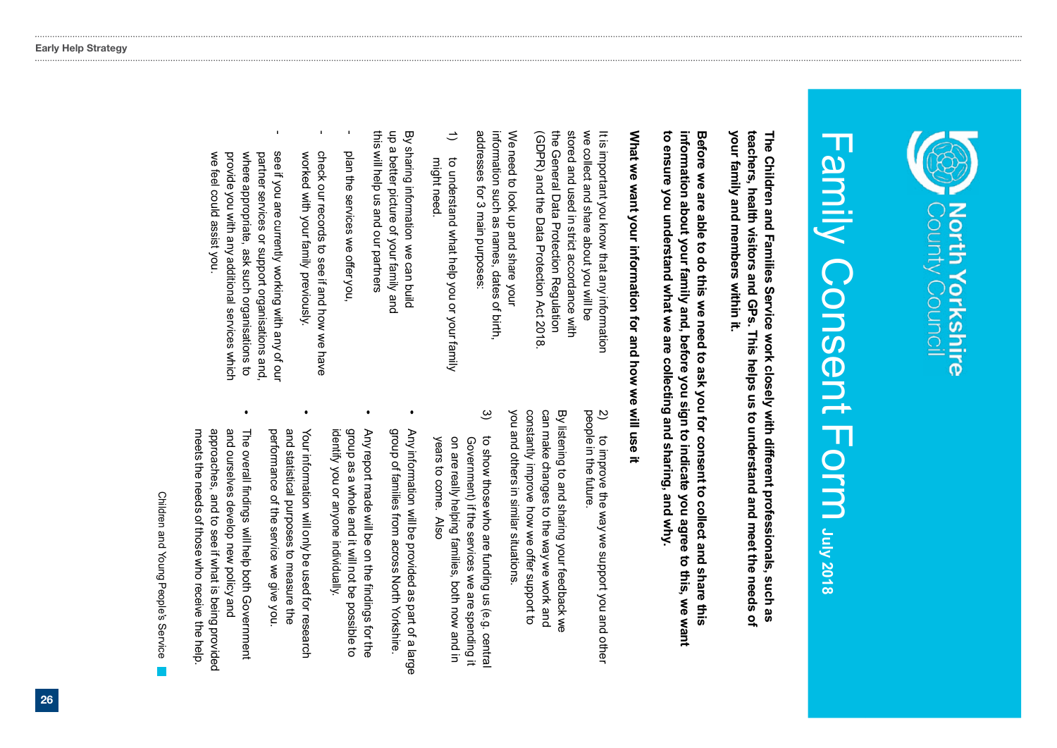# Family Consent Form July 2018

North Yorkshire County Council

**The Children and Families Service work closely with different professionals, such as teachers, health visitors and GPs. This helps us to understand and meet the needs of your family and members within it.**

**Before we are able to do this we need to ask you for consent to collect and share this information about your family and, before you sign to indicate you agree to this, we want to ensure you understand what we are collecting and sharing, and why.**

## What we want your information for and how we will use it

It is important you know that any information we collect and share about you will be stored and used in strict accordance with the General Data Protection Regulation (GDPR) and the Data Protection Act 2018.

We need to look up and share your information such as names, dates of birth, addresses for 3 main purposes:

1) to understand what help you or your family might need.

By sharing information we can build up a better picture of your family and this will help us and our partners

- plan the services we offer you,
- check our records to see if and how we have worked with your family previously.
- see if you are currently working with any of our partner services or support organisations and, where appropriate, ask such organisations to provide you with any additional services which we feel could assist you.

2) to improve the way we support you and other people in the future.

By listening to and sharing your feedback we can make changes to the way we work and constantly improve how we offer support to you and others in similar situations.

3) to show those who are funding us (e.g. central Government) if the services we are spending it on are really helping families, both now and in years to come. Also

- Any information will be provided as part of a large group of families from across North Yorkshire.
- Any report made will be on the findings for the group as a whole and it will not be possible to identify you or anyone individually.
- Your information will only be used for research and statistical purposes to measure the performance of the service we give you.
- The overall findings will help both Government and ourselves develop new policy and approaches, and to see if what is being provided meets the needs of those who receive the help.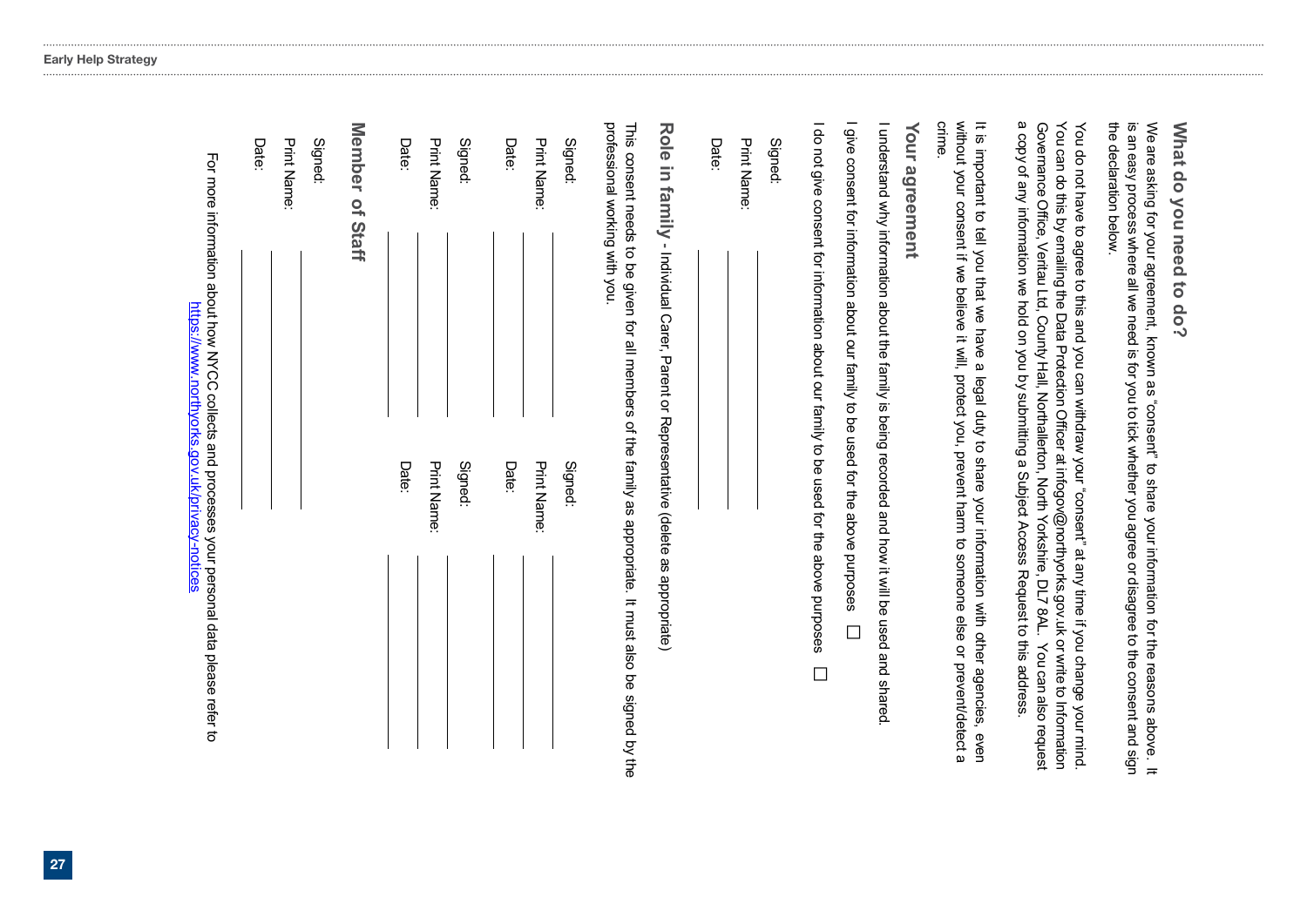## What do you need to do?

We are asking for your agreement, known as "consent" to share your information for the reasons above. It is an easy process where all we need is for you to tick whether you agree or disagree to the consent and sign the declaration below.

You do not have to agree to this and you can withdraw your "consent" at any time if you change your mind. You can do this by emailing the Data Protection Officer at infogov@northyorks.gov.uk or write to Information Governance Office, Veritau Ltd, County Hall, Northallerton, North Yorkshire, DL7 8AL. You can also request a copy of any information we hold on you by submitting a Subject Access Request to this address.

It is important to tell you that we have a legal duty to share your information with other agencies, even without your consent if we believe it will, protect you, prevent harm to someone else or prevent/detect a crime.

### Your agreement

I understand why information about the family is being recorded and how it will be used and shared.

I give consent for information about our family to be used for the above purposes ☐

I do not give consent for information about our family to be used for the above purposes ☐

Signed: ______________________

Print Name: ______________________

Date: ______________________

### Role in family - Individual Carer, Parent or Representative (delete as appropriate)

This consent needs to be given for all members of the family as appropriate. It must also be signed by the professional working with you.

| | | | |
|---|---|---|---|
| Signed: | | Signed: | |
| Print Name: | | Print Name: | |
| Date: | | Date: | |
| Signed: | | Signed: | |
| Print Name: | | Print Name: | |
| Date: | | Date: | |

### Member of Staff

Signed: ______________________

Print Name: ______________________

Date: ______________________

For more information about how NYCC collects and processes your personal data please refer to https://www.northyorks.gov.uk/privacy-notices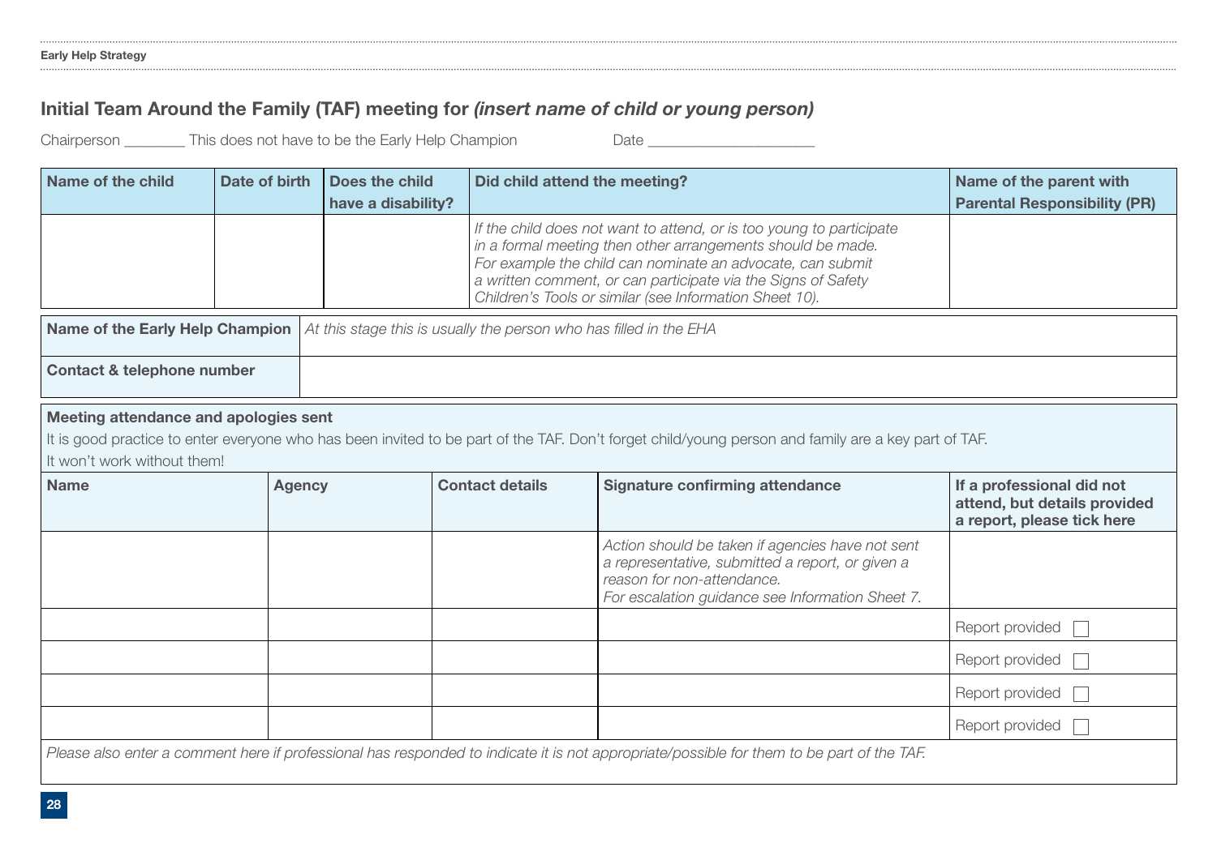## Initial Team Around the Family (TAF) meeting for *(insert name of child or young person)*

Chairperson ________ This does not have to be the Early Help Champion Date _____________________

| Name of the child | Date of birth | Does the child have a disability? | Did child attend the meeting? | Name of the parent with Parental Responsibility (PR) |
|---|---|---|---|---|
| | | | *If the child does not want to attend, or is too young to participate in a formal meeting then other arrangements should be made. For example the child can nominate an advocate, can submit a written comment, or can participate via the Signs of Safety Children's Tools or similar (see Information Sheet 10).* | |

| Name of the Early Help Champion | *At this stage this is usually the person who has filled in the EHA* |
|---|---|
| **Contact & telephone number** | |

**Meeting attendance and apologies sent**

It is good practice to enter everyone who has been invited to be part of the TAF. Don't forget child/young person and family are a key part of TAF. It won't work without them!

| Name | Agency | Contact details | Signature confirming attendance | If a professional did not attend, but details provided a report, please tick here |
|---|---|---|---|---|
| | | | *Action should be taken if agencies have not sent a representative, submitted a report, or given a reason for non-attendance. For escalation guidance see Information Sheet 7.* | |
| | | | | Report provided ☐ |
| | | | | Report provided ☐ |
| | | | | Report provided ☐ |
| | | | | Report provided ☐ |

*Please also enter a comment here if professional has responded to indicate it is not appropriate/possible for them to be part of the TAF.*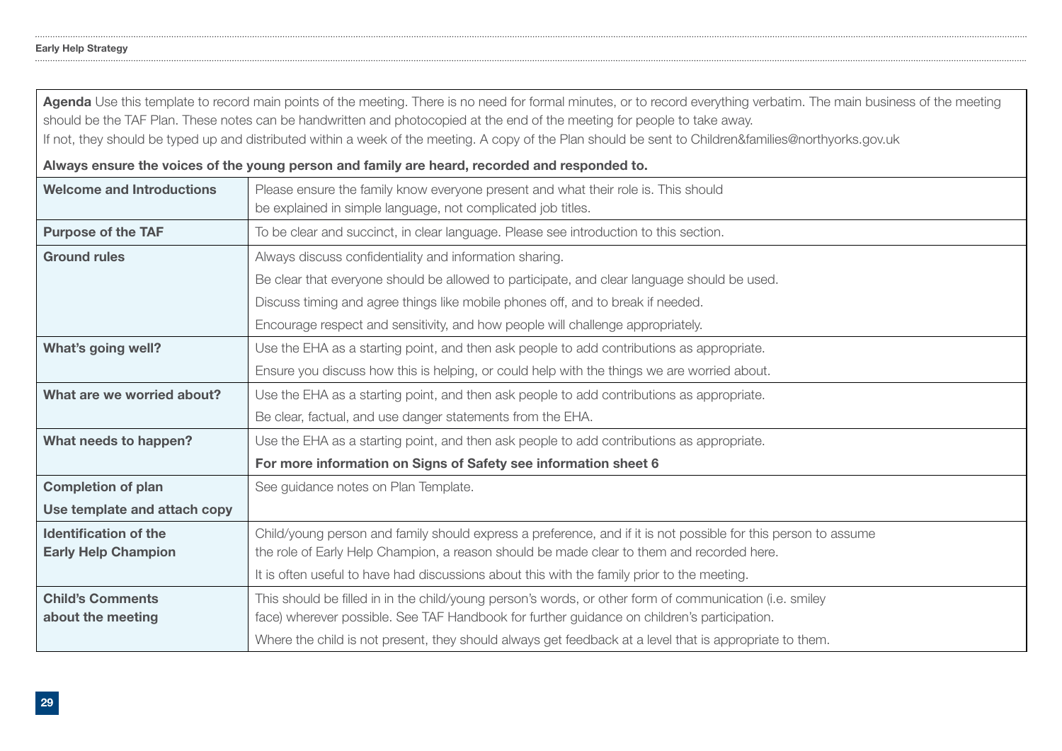**Agenda** Use this template to record main points of the meeting. There is no need for formal minutes, or to record everything verbatim. The main business of the meeting should be the TAF Plan. These notes can be handwritten and photocopied at the end of the meeting for people to take away.
If not, they should be typed up and distributed within a week of the meeting. A copy of the Plan should be sent to Children&families@northyorks.gov.uk

**Always ensure the voices of the young person and family are heard, recorded and responded to.**

| | |
|---|---|
| **Welcome and Introductions** | Please ensure the family know everyone present and what their role is. This should be explained in simple language, not complicated job titles. |
| **Purpose of the TAF** | To be clear and succinct, in clear language. Please see introduction to this section. |
| **Ground rules** | Always discuss confidentiality and information sharing.<br>Be clear that everyone should be allowed to participate, and clear language should be used.<br>Discuss timing and agree things like mobile phones off, and to break if needed.<br>Encourage respect and sensitivity, and how people will challenge appropriately. |
| **What's going well?** | Use the EHA as a starting point, and then ask people to add contributions as appropriate.<br>Ensure you discuss how this is helping, or could help with the things we are worried about. |
| **What are we worried about?** | Use the EHA as a starting point, and then ask people to add contributions as appropriate.<br>Be clear, factual, and use danger statements from the EHA. |
| **What needs to happen?** | Use the EHA as a starting point, and then ask people to add contributions as appropriate.<br>**For more information on Signs of Safety see information sheet 6** |
| **Completion of plan**<br>**Use template and attach copy** | See guidance notes on Plan Template. |
| **Identification of the Early Help Champion** | Child/young person and family should express a preference, and if it is not possible for this person to assume the role of Early Help Champion, a reason should be made clear to them and recorded here.<br>It is often useful to have had discussions about this with the family prior to the meeting. |
| **Child's Comments about the meeting** | This should be filled in in the child/young person's words, or other form of communication (i.e. smiley face) wherever possible. See TAF Handbook for further guidance on children's participation.<br>Where the child is not present, they should always get feedback at a level that is appropriate to them. |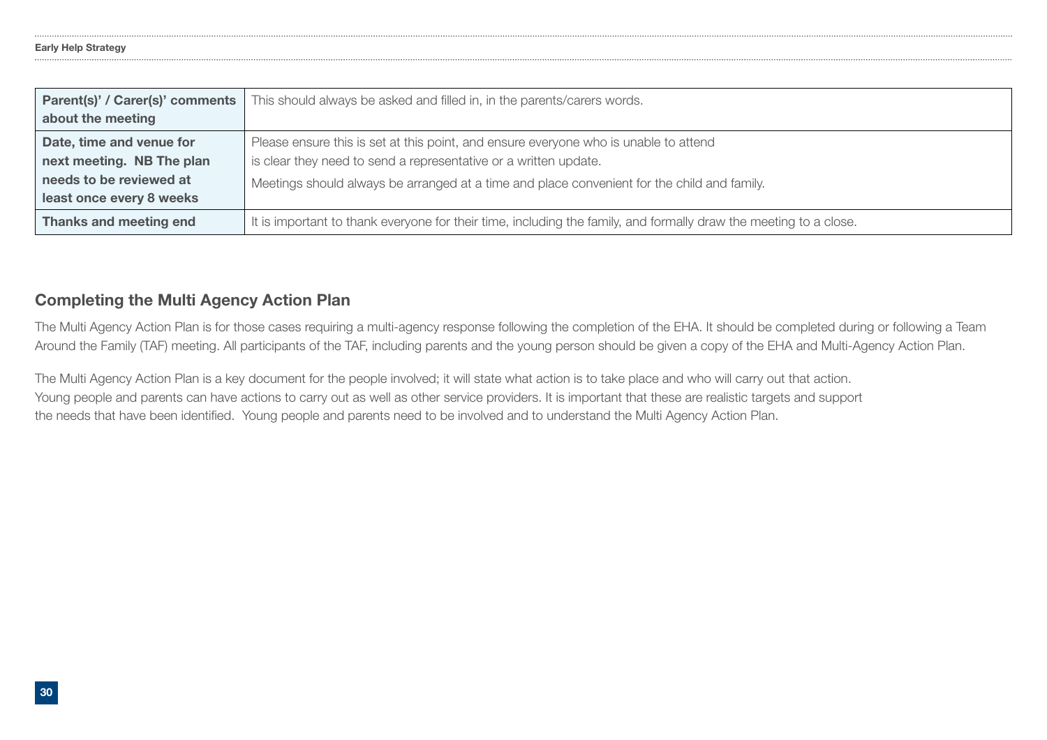| | |
|---|---|
| **Parent(s)' / Carer(s)' comments about the meeting** | This should always be asked and filled in, in the parents/carers words. |
| **Date, time and venue for next meeting. NB The plan needs to be reviewed at least once every 8 weeks** | Please ensure this is set at this point, and ensure everyone who is unable to attend is clear they need to send a representative or a written update.<br>Meetings should always be arranged at a time and place convenient for the child and family. |
| **Thanks and meeting end** | It is important to thank everyone for their time, including the family, and formally draw the meeting to a close. |

### Completing the Multi Agency Action Plan

The Multi Agency Action Plan is for those cases requiring a multi-agency response following the completion of the EHA. It should be completed during or following a Team Around the Family (TAF) meeting. All participants of the TAF, including parents and the young person should be given a copy of the EHA and Multi-Agency Action Plan.

The Multi Agency Action Plan is a key document for the people involved; it will state what action is to take place and who will carry out that action. Young people and parents can have actions to carry out as well as other service providers. It is important that these are realistic targets and support the needs that have been identified. Young people and parents need to be involved and to understand the Multi Agency Action Plan.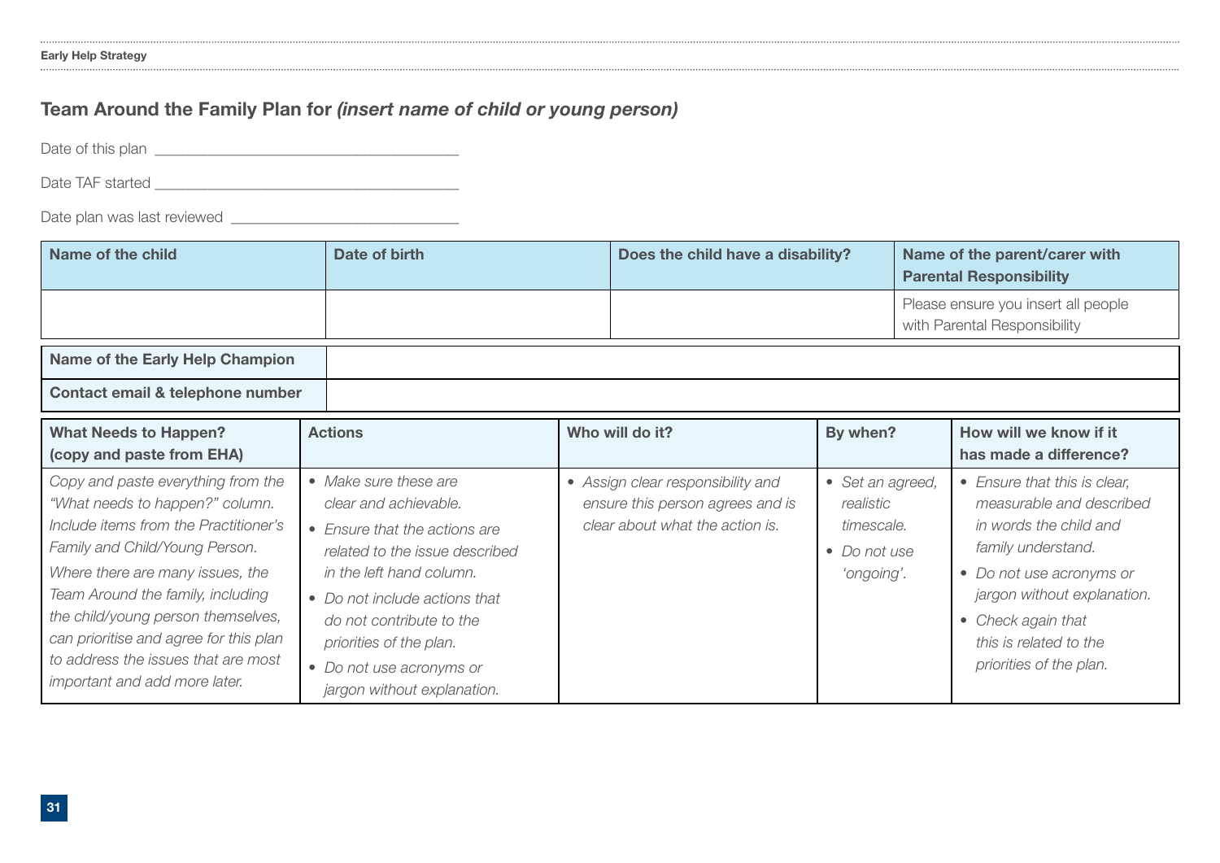## Team Around the Family Plan for *(insert name of child or young person)*

Date of this plan ______________________________________

Date TAF started ______________________________________

Date plan was last reviewed ____________________________

| Name of the child | Date of birth | Does the child have a disability? | Name of the parent/carer with Parental Responsibility |
|---|---|---|---|
| | | | Please ensure you insert all people with Parental Responsibility |

| Name of the Early Help Champion | |
|---|---|
| Contact email & telephone number | |

| What Needs to Happen? (copy and paste from EHA) | Actions | Who will do it? | By when? | How will we know if it has made a difference? |
|---|---|---|---|---|
| *Copy and paste everything from the "What needs to happen?" column. Include items from the Practitioner's Family and Child/Young Person.* *Where there are many issues, the Team Around the family, including the child/young person themselves, can prioritise and agree for this plan to address the issues that are most important and add more later.* | • *Make sure these are clear and achievable.* • *Ensure that the actions are related to the issue described in the left hand column.* • *Do not include actions that do not contribute to the priorities of the plan.* • *Do not use acronyms or jargon without explanation.* | • *Assign clear responsibility and ensure this person agrees and is clear about what the action is.* | • *Set an agreed, realistic timescale.* • *Do not use 'ongoing'.* | • *Ensure that this is clear, measurable and described in words the child and family understand.* • *Do not use acronyms or jargon without explanation.* • *Check again that this is related to the priorities of the plan.* |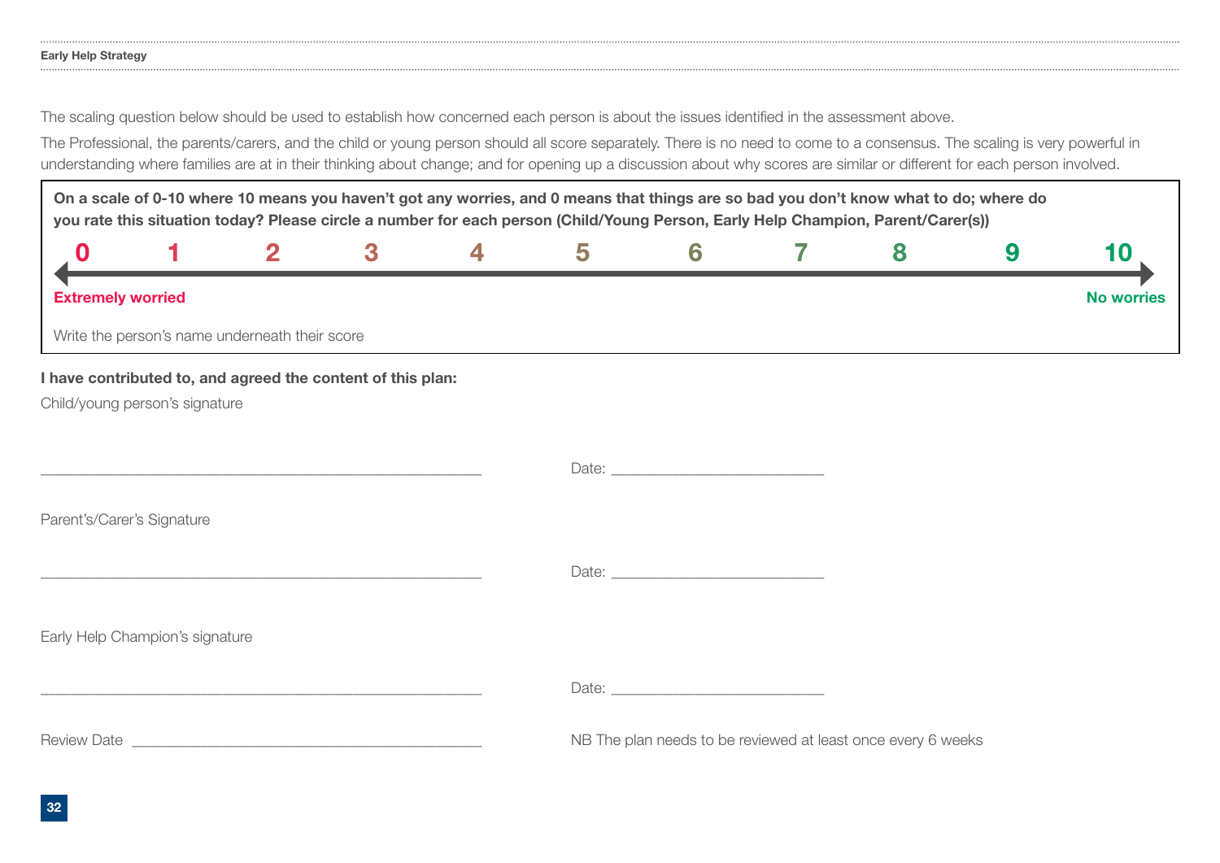The scaling question below should be used to establish how concerned each person is about the issues identified in the assessment above.

The Professional, the parents/carers, and the child or young person should all score separately. There is no need to come to a consensus. The scaling is very powerful in understanding where families are at in their thinking about change; and for opening up a discussion about why scores are similar or different for each person involved.

**On a scale of 0-10 where 10 means you haven't got any worries, and 0 means that things are so bad you don't know what to do; where do you rate this situation today? Please circle a number for each person (Child/Young Person, Early Help Champion, Parent/Carer(s))**

0 &nbsp;&nbsp; 1 &nbsp;&nbsp; 2 &nbsp;&nbsp; 3 &nbsp;&nbsp; 4 &nbsp;&nbsp; 5 &nbsp;&nbsp; 6 &nbsp;&nbsp; 7 &nbsp;&nbsp; 8 &nbsp;&nbsp; 9 &nbsp;&nbsp; 10

**Extremely worried** &nbsp;&nbsp;&nbsp;&nbsp;&nbsp;&nbsp;&nbsp;&nbsp; **No worries**

Write the person's name underneath their score

**I have contributed to, and agreed the content of this plan:**

Child/young person's signature

_____________________________________________ Date: ______________________

Parent's/Carer's Signature

_____________________________________________ Date: ______________________

Early Help Champion's signature

_____________________________________________ Date: ______________________

Review Date ____________________________________ NB The plan needs to be reviewed at least once every 6 weeks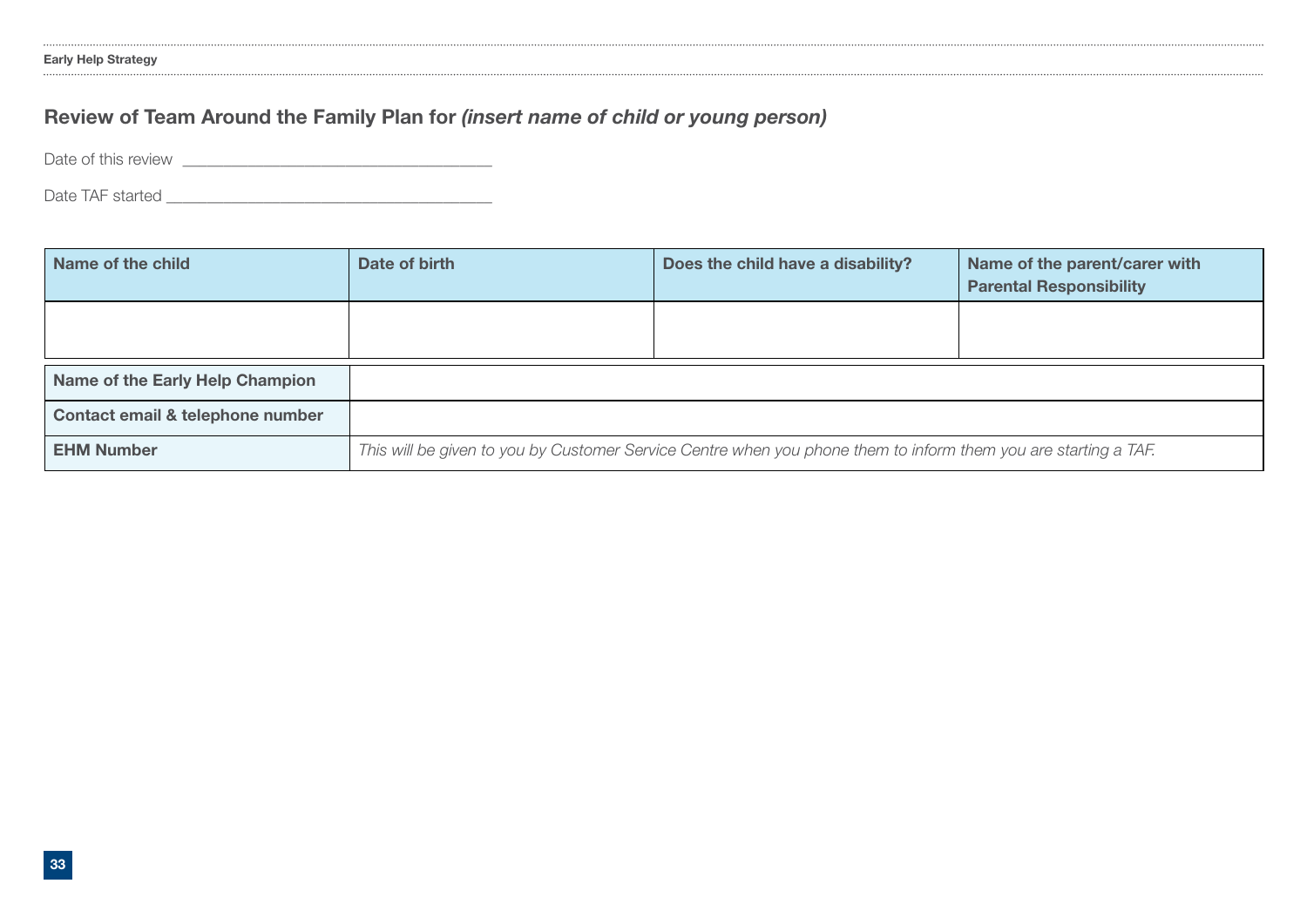## Review of Team Around the Family Plan for *(insert name of child or young person)*

Date of this review ___________________________________

Date TAF started ______________________________________

| Name of the child | Date of birth | Does the child have a disability? | Name of the parent/carer with Parental Responsibility |
|---|---|---|---|
| | | | |

| | |
|---|---|
| **Name of the Early Help Champion** | |
| **Contact email & telephone number** | |
| **EHM Number** | *This will be given to you by Customer Service Centre when you phone them to inform them you are starting a TAF.* |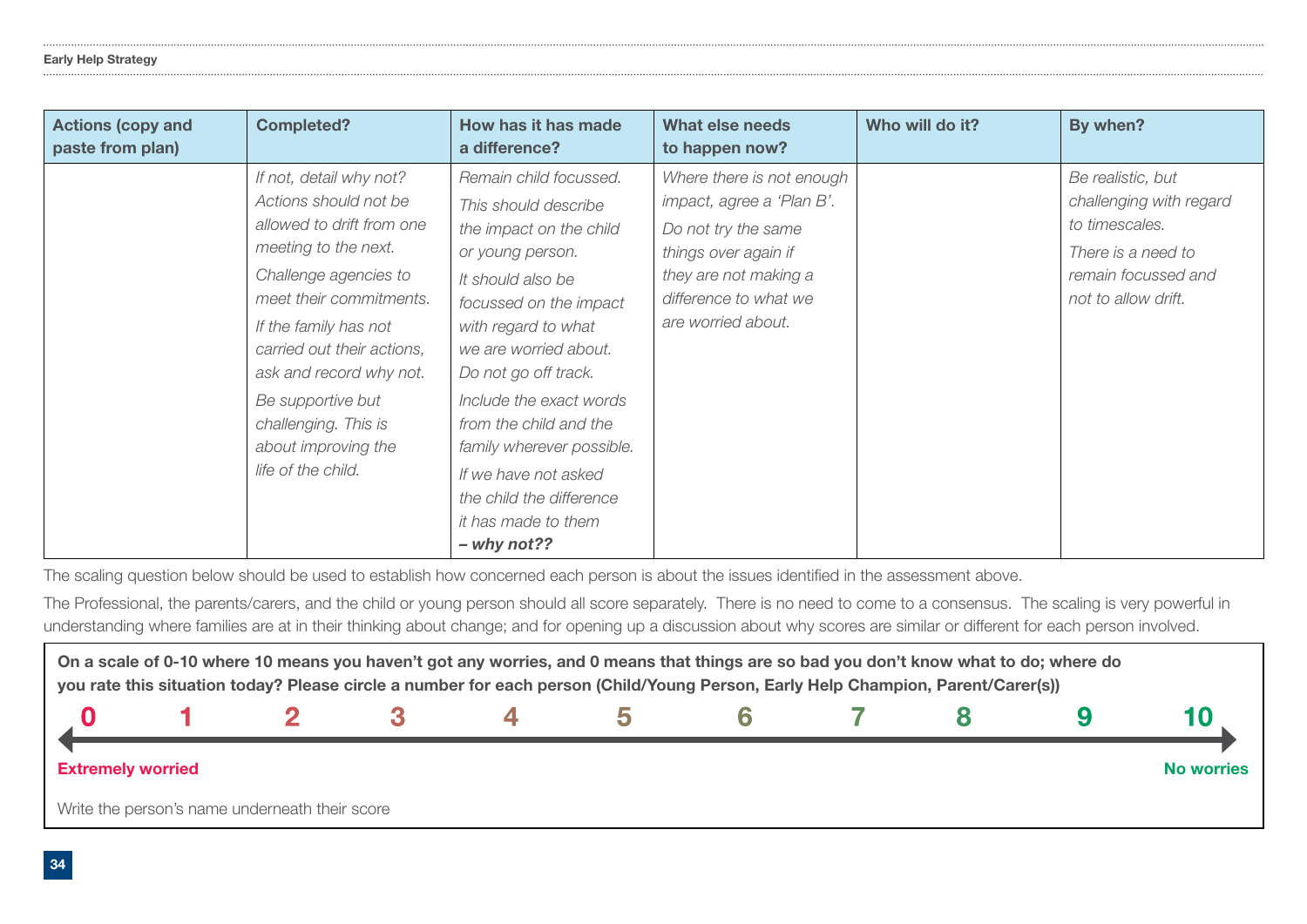| Actions (copy and paste from plan) | Completed? | How has it has made a difference? | What else needs to happen now? | Who will do it? | By when? |
|---|---|---|---|---|---|
| | *If not, detail why not? Actions should not be allowed to drift from one meeting to the next.*<br>*Challenge agencies to meet their commitments.*<br>*If the family has not carried out their actions, ask and record why not.*<br>*Be supportive but challenging. This is about improving the life of the child.* | *Remain child focussed.*<br>*This should describe the impact on the child or young person.*<br>*It should also be focussed on the impact with regard to what we are worried about. Do not go off track.*<br>*Include the exact words from the child and the family wherever possible.*<br>*If we have not asked the child the difference it has made to them* ***– why not??*** | *Where there is not enough impact, agree a 'Plan B'.*<br>*Do not try the same things over again if they are not making a difference to what we are worried about.* | | *Be realistic, but challenging with regard to timescales.*<br>*There is a need to remain focussed and not to allow drift.* |

The scaling question below should be used to establish how concerned each person is about the issues identified in the assessment above.

The Professional, the parents/carers, and the child or young person should all score separately. There is no need to come to a consensus. The scaling is very powerful in understanding where families are at in their thinking about change; and for opening up a discussion about why scores are similar or different for each person involved.

**On a scale of 0-10 where 10 means you haven't got any worries, and 0 means that things are so bad you don't know what to do; where do you rate this situation today? Please circle a number for each person (Child/Young Person, Early Help Champion, Parent/Carer(s))**

**0 1 2 3 4 5 6 7 8 9 10**

**Extremely worried** — **No worries**

Write the person's name underneath their score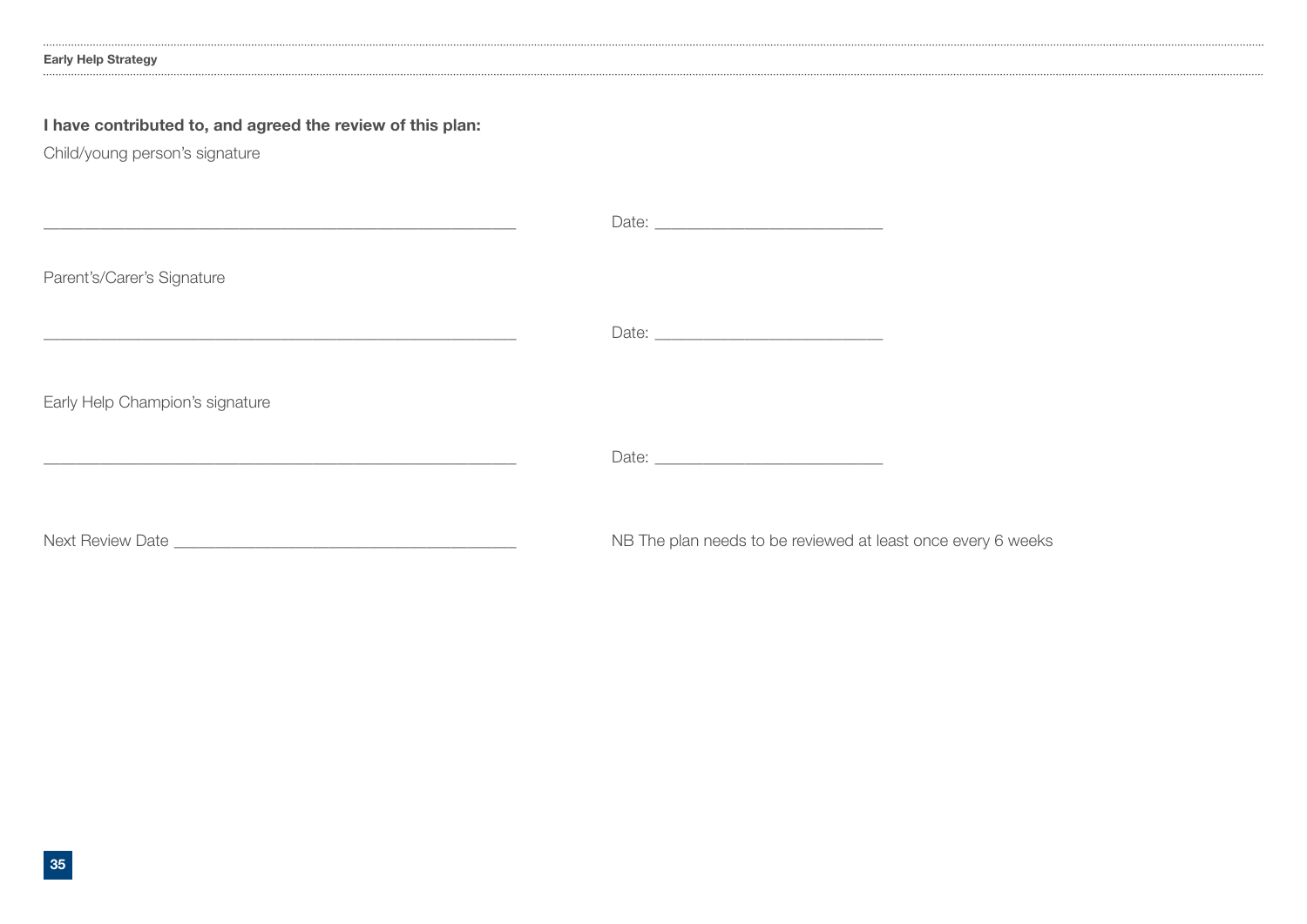**I have contributed to, and agreed the review of this plan:**

Child/young person's signature

\_\_\_\_\_\_\_\_\_\_\_\_\_\_\_\_\_\_\_\_\_\_\_\_\_\_\_\_\_\_\_\_\_\_\_\_\_\_\_\_\_\_\_\_ Date: \_\_\_\_\_\_\_\_\_\_\_\_\_\_\_\_\_\_\_\_\_\_

Parent's/Carer's Signature

\_\_\_\_\_\_\_\_\_\_\_\_\_\_\_\_\_\_\_\_\_\_\_\_\_\_\_\_\_\_\_\_\_\_\_\_\_\_\_\_\_\_\_\_ Date: \_\_\_\_\_\_\_\_\_\_\_\_\_\_\_\_\_\_\_\_\_\_

Early Help Champion's signature

\_\_\_\_\_\_\_\_\_\_\_\_\_\_\_\_\_\_\_\_\_\_\_\_\_\_\_\_\_\_\_\_\_\_\_\_\_\_\_\_\_\_\_\_ Date: \_\_\_\_\_\_\_\_\_\_\_\_\_\_\_\_\_\_\_\_\_\_

Next Review Date \_\_\_\_\_\_\_\_\_\_\_\_\_\_\_\_\_\_\_\_\_\_\_\_\_\_\_\_\_\_\_\_\_\_ NB The plan needs to be reviewed at least once every 6 weeks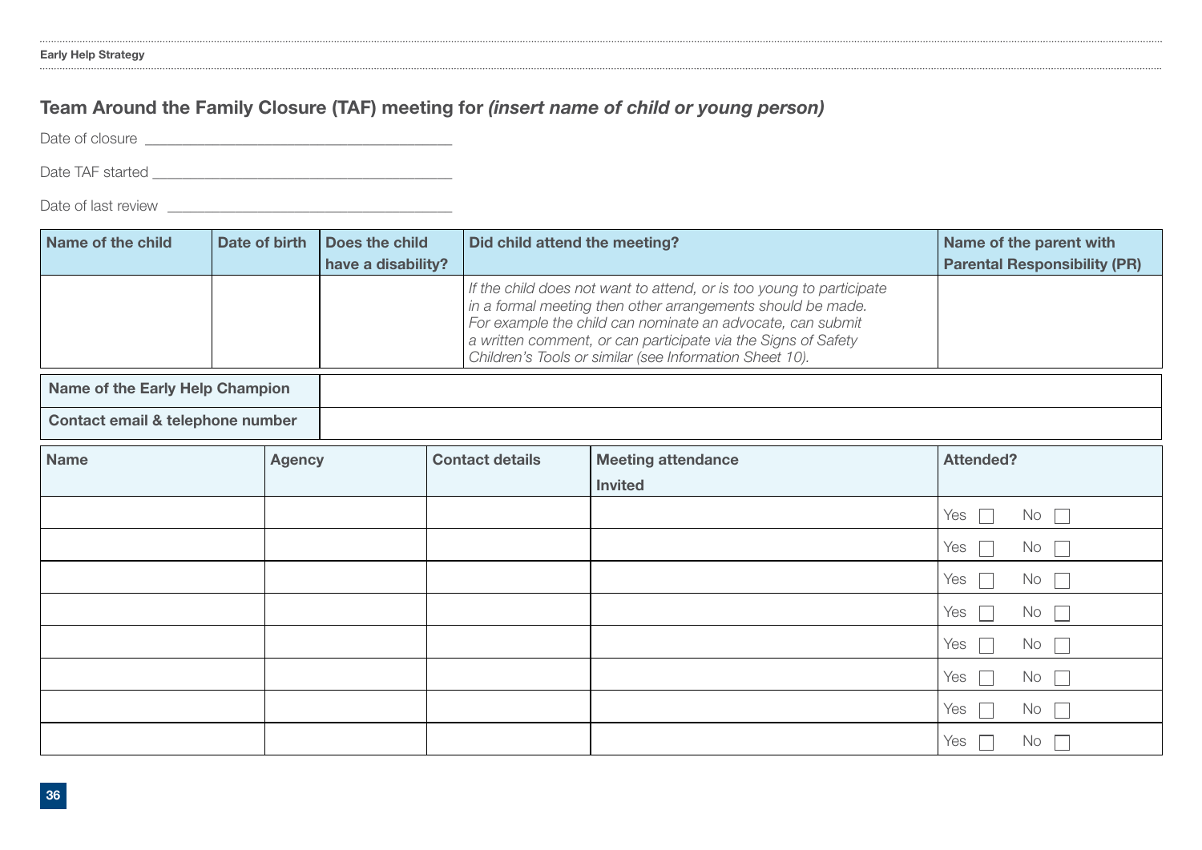## Team Around the Family Closure (TAF) meeting for *(insert name of child or young person)*

Date of closure \_\_\_\_\_\_\_\_\_\_\_\_\_\_\_\_\_\_\_\_\_\_\_\_\_\_\_\_\_\_\_\_\_\_\_\_\_\_\_\_

Date TAF started \_\_\_\_\_\_\_\_\_\_\_\_\_\_\_\_\_\_\_\_\_\_\_\_\_\_\_\_\_\_\_\_\_\_\_\_\_\_\_\_

Date of last review \_\_\_\_\_\_\_\_\_\_\_\_\_\_\_\_\_\_\_\_\_\_\_\_\_\_\_\_\_\_\_\_\_\_\_\_\_\_\_\_

| Name of the child | Date of birth | Does the child have a disability? | Did child attend the meeting? | Name of the parent with Parental Responsibility (PR) |
|---|---|---|---|---|
| | | | *If the child does not want to attend, or is too young to participate in a formal meeting then other arrangements should be made. For example the child can nominate an advocate, can submit a written comment, or can participate via the Signs of Safety Children's Tools or similar (see Information Sheet 10).* | |

| Name of the Early Help Champion | |
|---|---|
| Contact email & telephone number | |

| Name | Agency | Contact details | Meeting attendance Invited | Attended? |
|---|---|---|---|---|
| | | | | Yes ☐ No ☐ |
| | | | | Yes ☐ No ☐ |
| | | | | Yes ☐ No ☐ |
| | | | | Yes ☐ No ☐ |
| | | | | Yes ☐ No ☐ |
| | | | | Yes ☐ No ☐ |
| | | | | Yes ☐ No ☐ |
| | | | | Yes ☐ No ☐ |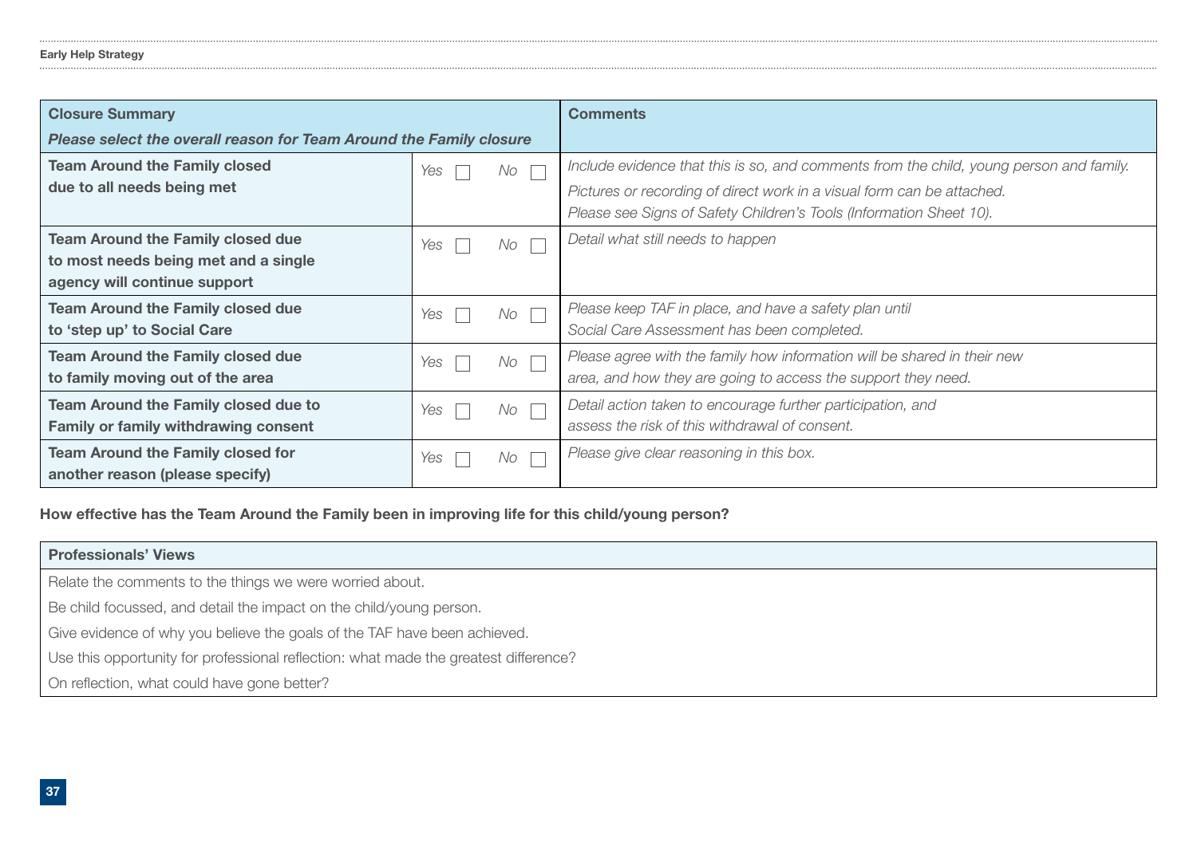| **Closure Summary** *Please select the overall reason for Team Around the Family closure* | | **Comments** |
|---|---|---|
| **Team Around the Family closed due to all needs being met** | *Yes* ☐ *No* ☐ | *Include evidence that this is so, and comments from the child, young person and family.* *Pictures or recording of direct work in a visual form can be attached.* *Please see Signs of Safety Children's Tools (Information Sheet 10).* |
| **Team Around the Family closed due to most needs being met and a single agency will continue support** | *Yes* ☐ *No* ☐ | *Detail what still needs to happen* |
| **Team Around the Family closed due to 'step up' to Social Care** | *Yes* ☐ *No* ☐ | *Please keep TAF in place, and have a safety plan until Social Care Assessment has been completed.* |
| **Team Around the Family closed due to family moving out of the area** | *Yes* ☐ *No* ☐ | *Please agree with the family how information will be shared in their new area, and how they are going to access the support they need.* |
| **Team Around the Family closed due to Family or family withdrawing consent** | *Yes* ☐ *No* ☐ | *Detail action taken to encourage further participation, and assess the risk of this withdrawal of consent.* |
| **Team Around the Family closed for another reason (please specify)** | *Yes* ☐ *No* ☐ | *Please give clear reasoning in this box.* |

**How effective has the Team Around the Family been in improving life for this child/young person?**

| **Professionals' Views** |
|---|
| Relate the comments to the things we were worried about. |
| Be child focussed, and detail the impact on the child/young person. |
| Give evidence of why you believe the goals of the TAF have been achieved. |
| Use this opportunity for professional reflection: what made the greatest difference? |
| On reflection, what could have gone better? |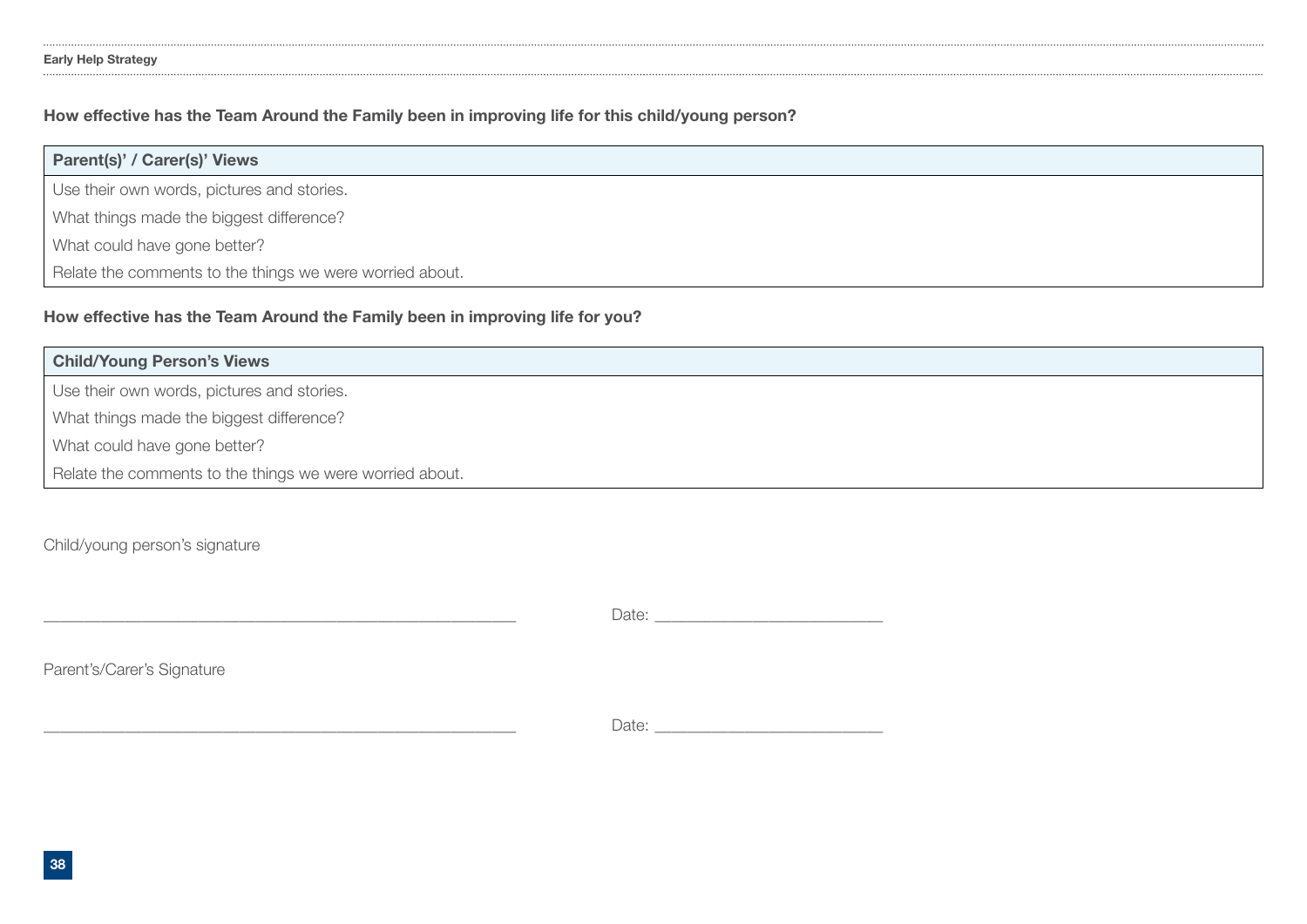**How effective has the Team Around the Family been in improving life for this child/young person?**

| Parent(s)' / Carer(s)' Views |
| --- |
| Use their own words, pictures and stories. |
| What things made the biggest difference? |
| What could have gone better? |
| Relate the comments to the things we were worried about. |

**How effective has the Team Around the Family been in improving life for you?**

| Child/Young Person's Views |
| --- |
| Use their own words, pictures and stories. |
| What things made the biggest difference? |
| What could have gone better? |
| Relate the comments to the things we were worried about. |

Child/young person's signature

_______________________________________________ Date: ________________________

Parent's/Carer's Signature

_______________________________________________ Date: ________________________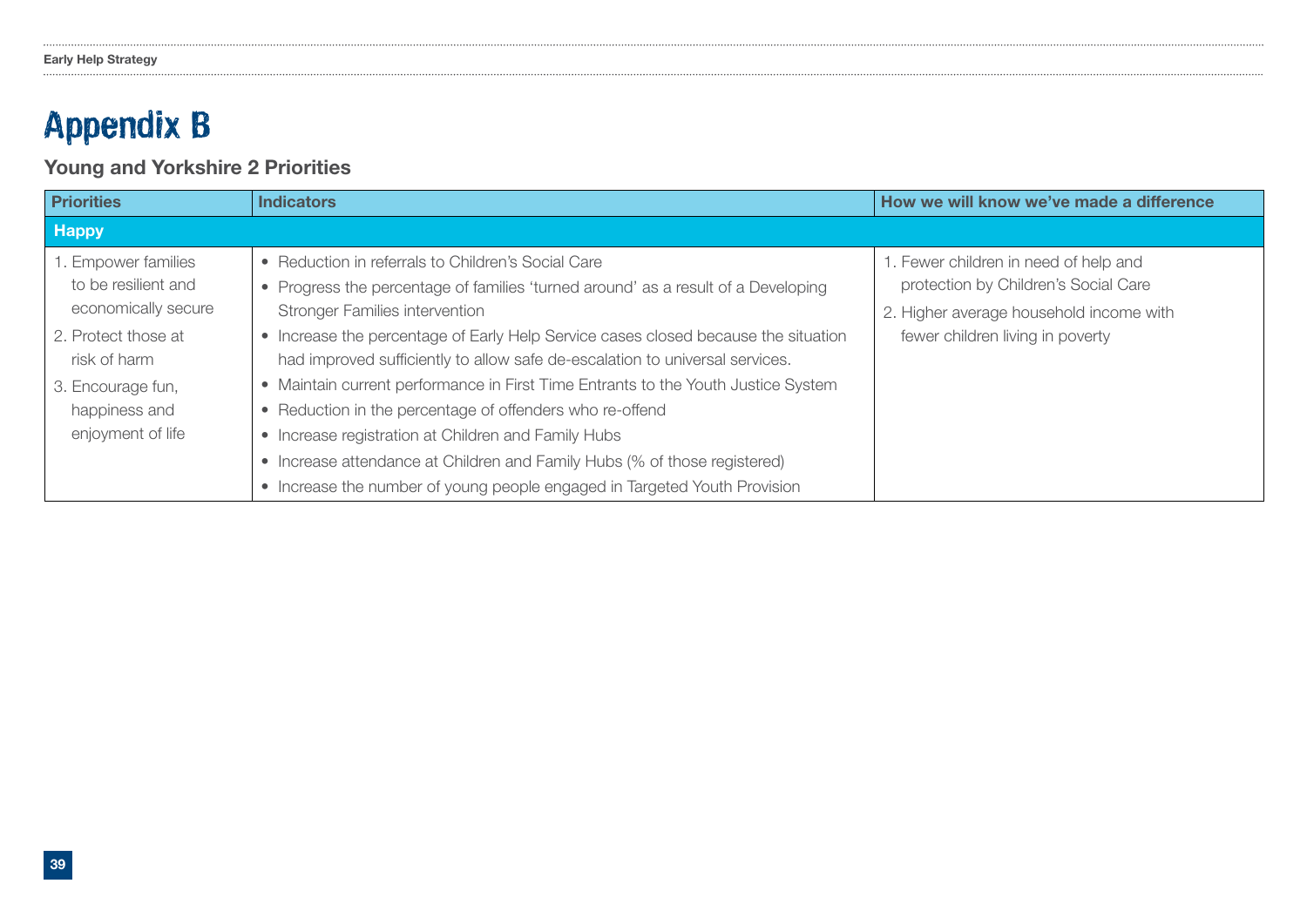# Appendix B

## Young and Yorkshire 2 Priorities

| Priorities | Indicators | How we will know we've made a difference |
|---|---|---|
| **Happy** | | |
| 1. Empower families to be resilient and economically secure<br>2. Protect those at risk of harm<br>3. Encourage fun, happiness and enjoyment of life | • Reduction in referrals to Children's Social Care<br>• Progress the percentage of families 'turned around' as a result of a Developing Stronger Families intervention<br>• Increase the percentage of Early Help Service cases closed because the situation had improved sufficiently to allow safe de-escalation to universal services.<br>• Maintain current performance in First Time Entrants to the Youth Justice System<br>• Reduction in the percentage of offenders who re-offend<br>• Increase registration at Children and Family Hubs<br>• Increase attendance at Children and Family Hubs (% of those registered)<br>• Increase the number of young people engaged in Targeted Youth Provision | 1. Fewer children in need of help and protection by Children's Social Care<br>2. Higher average household income with fewer children living in poverty |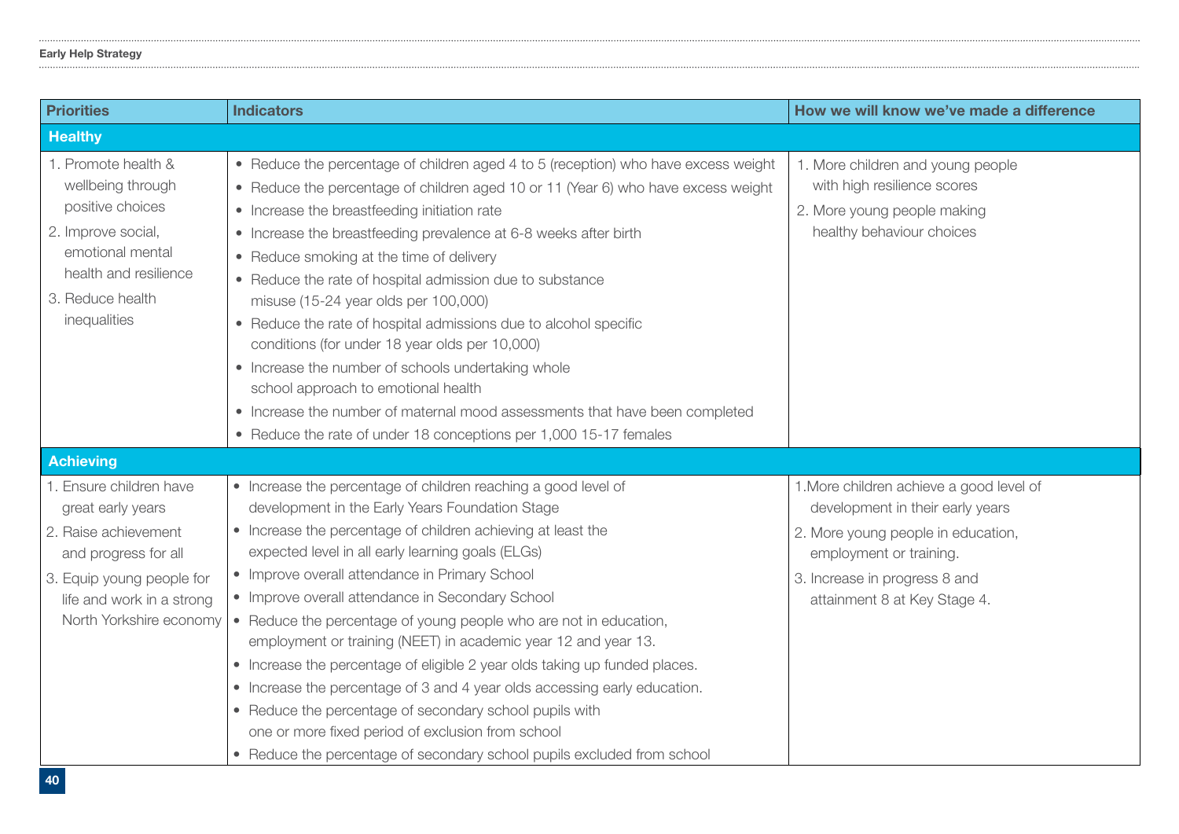| Priorities | Indicators | How we will know we've made a difference |
|---|---|---|
| **Healthy** | | |
| 1. Promote health & wellbeing through positive choices<br>2. Improve social, emotional mental health and resilience<br>3. Reduce health inequalities | • Reduce the percentage of children aged 4 to 5 (reception) who have excess weight<br>• Reduce the percentage of children aged 10 or 11 (Year 6) who have excess weight<br>• Increase the breastfeeding initiation rate<br>• Increase the breastfeeding prevalence at 6-8 weeks after birth<br>• Reduce smoking at the time of delivery<br>• Reduce the rate of hospital admission due to substance misuse (15-24 year olds per 100,000)<br>• Reduce the rate of hospital admissions due to alcohol specific conditions (for under 18 year olds per 10,000)<br>• Increase the number of schools undertaking whole school approach to emotional health<br>• Increase the number of maternal mood assessments that have been completed<br>• Reduce the rate of under 18 conceptions per 1,000 15-17 females | 1. More children and young people with high resilience scores<br>2. More young people making healthy behaviour choices |
| **Achieving** | | |
| 1. Ensure children have great early years<br>2. Raise achievement and progress for all<br>3. Equip young people for life and work in a strong North Yorkshire economy | • Increase the percentage of children reaching a good level of development in the Early Years Foundation Stage<br>• Increase the percentage of children achieving at least the expected level in all early learning goals (ELGs)<br>• Improve overall attendance in Primary School<br>• Improve overall attendance in Secondary School<br>• Reduce the percentage of young people who are not in education, employment or training (NEET) in academic year 12 and year 13.<br>• Increase the percentage of eligible 2 year olds taking up funded places.<br>• Increase the percentage of 3 and 4 year olds accessing early education.<br>• Reduce the percentage of secondary school pupils with one or more fixed period of exclusion from school<br>• Reduce the percentage of secondary school pupils excluded from school | 1. More children achieve a good level of development in their early years<br>2. More young people in education, employment or training.<br>3. Increase in progress 8 and attainment 8 at Key Stage 4. |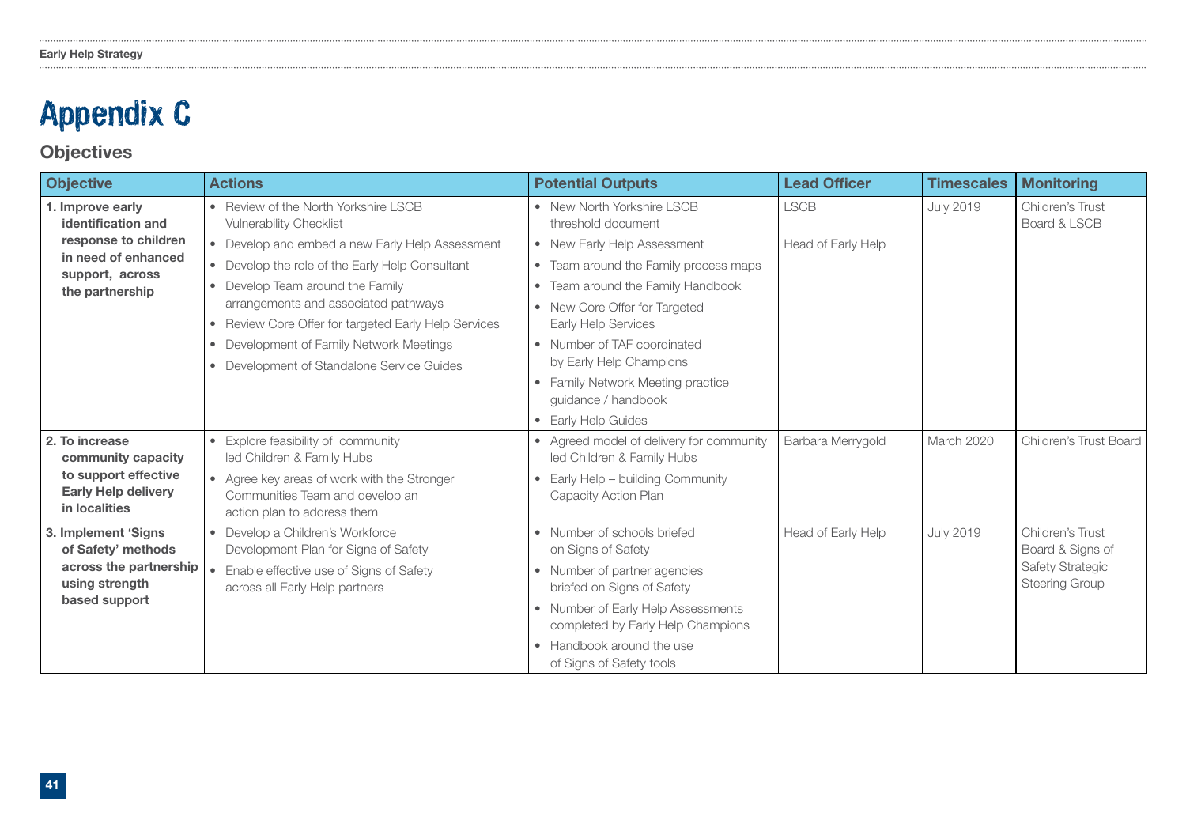# Appendix C

## Objectives

| Objective | Actions | Potential Outputs | Lead Officer | Timescales | Monitoring |
|---|---|---|---|---|---|
| **1. Improve early identification and response to children in need of enhanced support, across the partnership** | • Review of the North Yorkshire LSCB Vulnerability Checklist<br>• Develop and embed a new Early Help Assessment<br>• Develop the role of the Early Help Consultant<br>• Develop Team around the Family arrangements and associated pathways<br>• Review Core Offer for targeted Early Help Services<br>• Development of Family Network Meetings<br>• Development of Standalone Service Guides | • New North Yorkshire LSCB threshold document<br>• New Early Help Assessment<br>• Team around the Family process maps<br>• Team around the Family Handbook<br>• New Core Offer for Targeted Early Help Services<br>• Number of TAF coordinated by Early Help Champions<br>• Family Network Meeting practice guidance / handbook<br>• Early Help Guides | LSCB<br><br>Head of Early Help | July 2019 | Children's Trust Board & LSCB |
| **2. To increase community capacity to support effective Early Help delivery in localities** | • Explore feasibility of community led Children & Family Hubs<br>• Agree key areas of work with the Stronger Communities Team and develop an action plan to address them | • Agreed model of delivery for community led Children & Family Hubs<br>• Early Help – building Community Capacity Action Plan | Barbara Merrygold | March 2020 | Children's Trust Board |
| **3. Implement 'Signs of Safety' methods across the partnership using strength based support** | • Develop a Children's Workforce Development Plan for Signs of Safety<br>• Enable effective use of Signs of Safety across all Early Help partners | • Number of schools briefed on Signs of Safety<br>• Number of partner agencies briefed on Signs of Safety<br>• Number of Early Help Assessments completed by Early Help Champions<br>• Handbook around the use of Signs of Safety tools | Head of Early Help | July 2019 | Children's Trust Board & Signs of Safety Strategic Steering Group |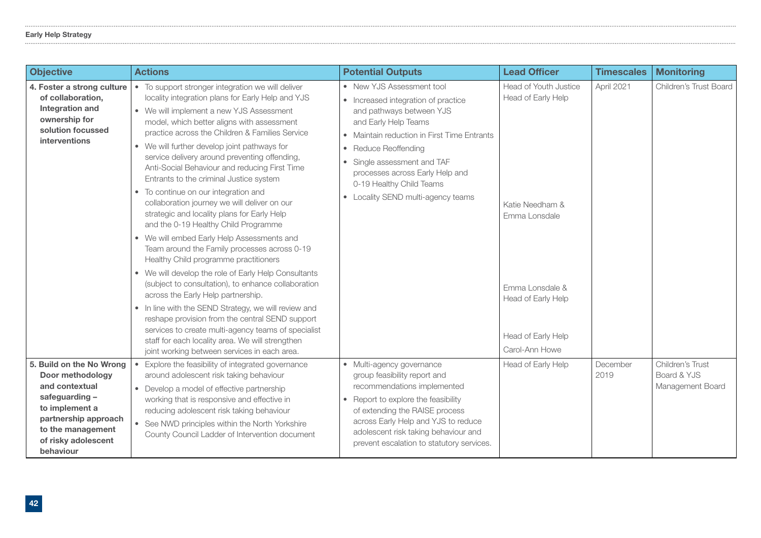| Objective | Actions | Potential Outputs | Lead Officer | Timescales | Monitoring |
|---|---|---|---|---|---|
| **4. Foster a strong culture of collaboration, Integration and ownership for solution focussed interventions** | • To support stronger integration we will deliver locality integration plans for Early Help and YJS<br>• We will implement a new YJS Assessment model, which better aligns with assessment practice across the Children & Families Service<br>• We will further develop joint pathways for service delivery around preventing offending, Anti-Social Behaviour and reducing First Time Entrants to the criminal Justice system<br>• To continue on our integration and collaboration journey we will deliver on our strategic and locality plans for Early Help and the 0-19 Healthy Child Programme<br>• We will embed Early Help Assessments and Team around the Family processes across 0-19 Healthy Child programme practitioners<br>• We will develop the role of Early Help Consultants (subject to consultation), to enhance collaboration across the Early Help partnership.<br>• In line with the SEND Strategy, we will review and reshape provision from the central SEND support services to create multi-agency teams of specialist staff for each locality area. We will strengthen joint working between services in each area. | • New YJS Assessment tool<br>• Increased integration of practice and pathways between YJS and Early Help Teams<br>• Maintain reduction in First Time Entrants<br>• Reduce Reoffending<br>• Single assessment and TAF processes across Early Help and 0-19 Healthy Child Teams<br>• Locality SEND multi-agency teams | Head of Youth Justice<br>Head of Early Help<br><br>Katie Needham & Emma Lonsdale<br><br>Emma Lonsdale & Head of Early Help<br><br>Head of Early Help<br>Carol-Ann Howe | April 2021 | Children's Trust Board |
| **5. Build on the No Wrong Door methodology and contextual safeguarding – to implement a partnership approach to the management of risky adolescent behaviour** | • Explore the feasibility of integrated governance around adolescent risk taking behaviour<br>• Develop a model of effective partnership working that is responsive and effective in reducing adolescent risk taking behaviour<br>• See NWD principles within the North Yorkshire County Council Ladder of Intervention document | • Multi-agency governance group feasibility report and recommendations implemented<br>• Report to explore the feasibility of extending the RAISE process across Early Help and YJS to reduce adolescent risk taking behaviour and prevent escalation to statutory services. | Head of Early Help | December 2019 | Children's Trust Board & YJS Management Board |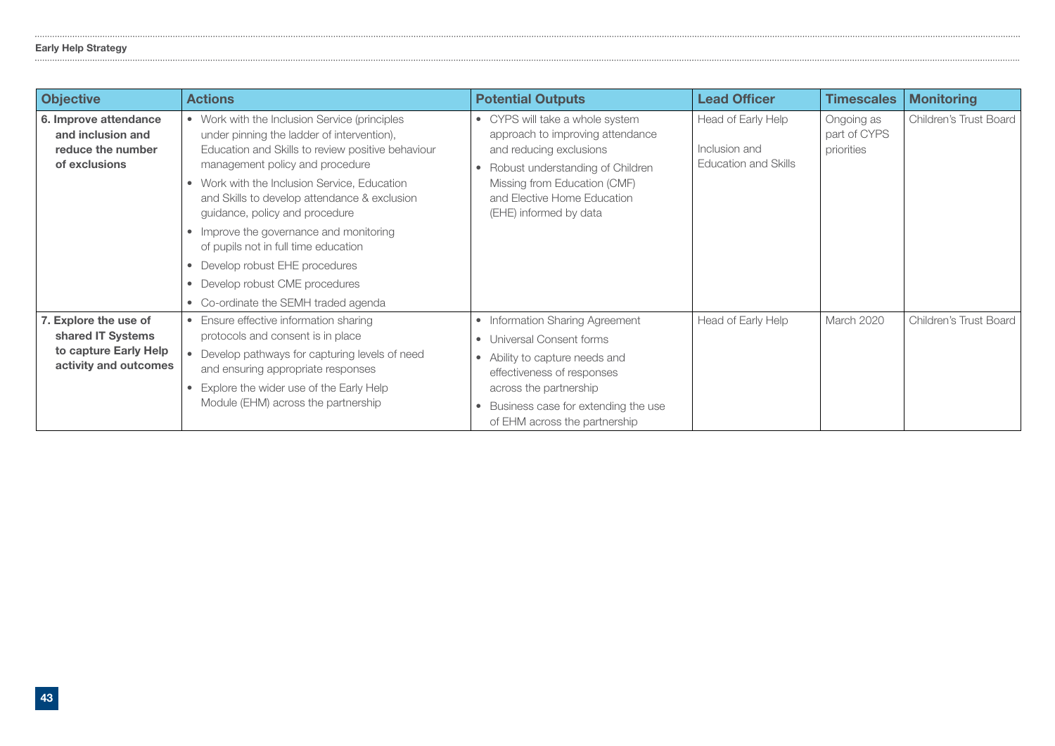| Objective | Actions | Potential Outputs | Lead Officer | Timescales | Monitoring |
|---|---|---|---|---|---|
| **6. Improve attendance and inclusion and reduce the number of exclusions** | • Work with the Inclusion Service (principles under pinning the ladder of intervention), Education and Skills to review positive behaviour management policy and procedure<br>• Work with the Inclusion Service, Education and Skills to develop attendance & exclusion guidance, policy and procedure<br>• Improve the governance and monitoring of pupils not in full time education<br>• Develop robust EHE procedures<br>• Develop robust CME procedures<br>• Co-ordinate the SEMH traded agenda | • CYPS will take a whole system approach to improving attendance and reducing exclusions<br>• Robust understanding of Children Missing from Education (CMF) and Elective Home Education (EHE) informed by data | Head of Early Help<br><br>Inclusion and Education and Skills | Ongoing as part of CYPS priorities | Children's Trust Board |
| **7. Explore the use of shared IT Systems to capture Early Help activity and outcomes** | • Ensure effective information sharing protocols and consent is in place<br>• Develop pathways for capturing levels of need and ensuring appropriate responses<br>• Explore the wider use of the Early Help Module (EHM) across the partnership | • Information Sharing Agreement<br>• Universal Consent forms<br>• Ability to capture needs and effectiveness of responses across the partnership<br>• Business case for extending the use of EHM across the partnership | Head of Early Help | March 2020 | Children's Trust Board |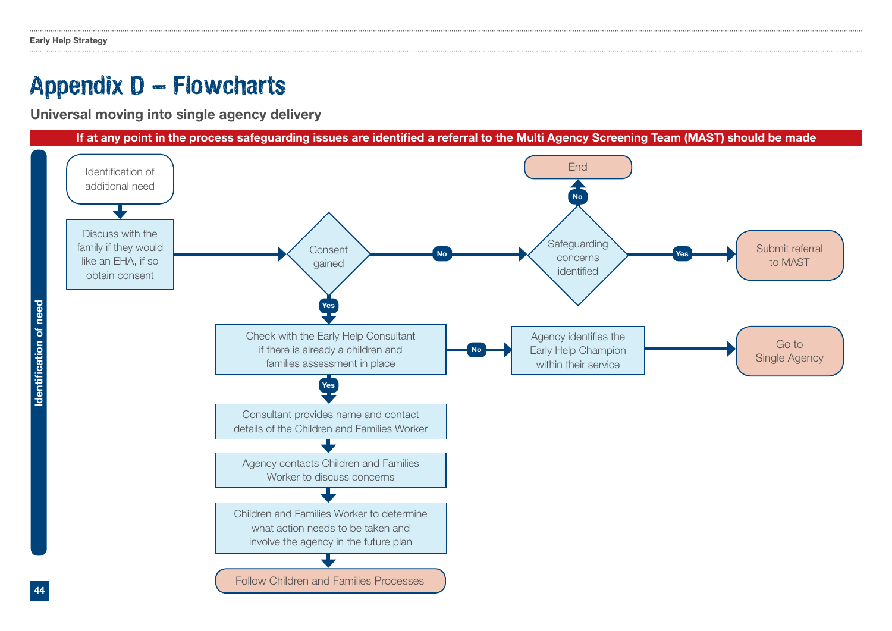# Appendix D – Flowcharts

## Universal moving into single agency delivery

**If at any point in the process safeguarding issues are identified a referral to the Multi Agency Screening Team (MAST) should be made**

**Identification of need**

- Identification of additional need
- → Discuss with the family if they would like an EHA, if so obtain consent
- → Consent gained
  - **No** → Safeguarding concerns identified
    - **No** → End
    - **Yes** → Submit referral to MAST
  - **Yes** → Check with the Early Help Consultant if there is already a children and families assessment in place
    - **No** → Agency identifies the Early Help Champion within their service → Go to Single Agency
    - **Yes** → Consultant provides name and contact details of the Children and Families Worker
      - → Agency contacts Children and Families Worker to discuss concerns
      - → Children and Families Worker to determine what action needs to be taken and involve the agency in the future plan
      - → Follow Children and Families Processes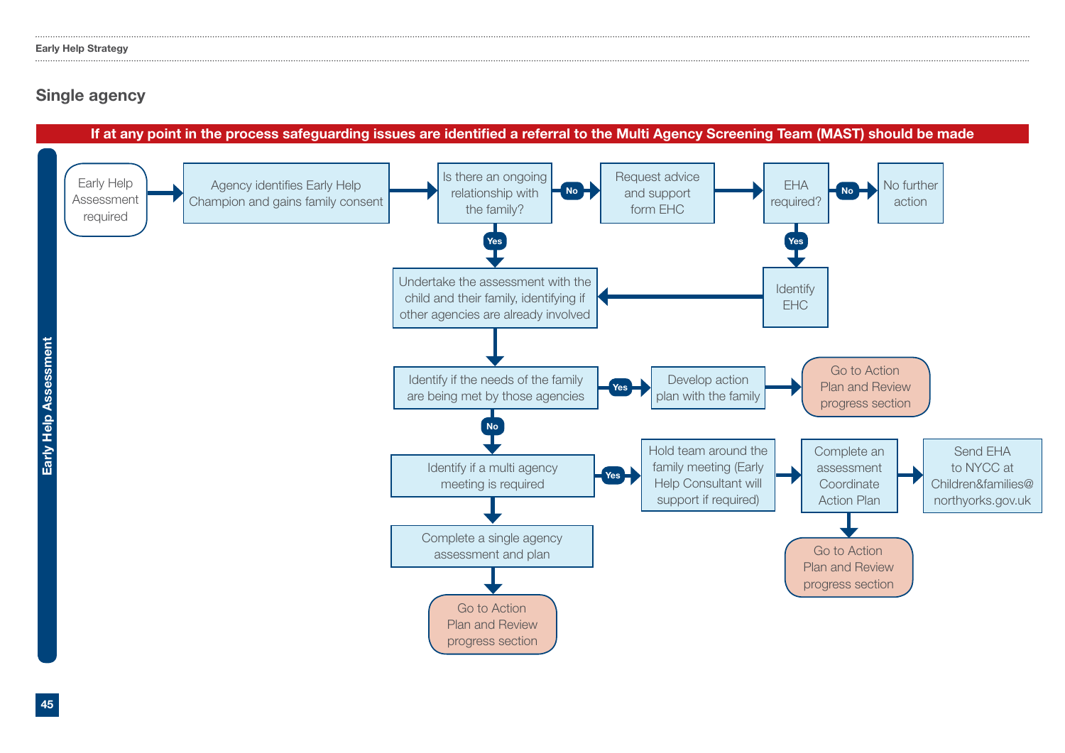## Single agency

**If at any point in the process safeguarding issues are identified a referral to the Multi Agency Screening Team (MAST) should be made**

**Early Help Assessment**

- Early Help Assessment required → Agency identifies Early Help Champion and gains family consent → Is there an ongoing relationship with the family?
  - **No** → Request advice and support form EHC → EHA required?
    - **No** → No further action
    - **Yes** → Identify EHC → Undertake the assessment with the child and their family, identifying if other agencies are already involved
  - **Yes** → Undertake the assessment with the child and their family, identifying if other agencies are already involved
- Undertake the assessment with the child and their family, identifying if other agencies are already involved → Identify if the needs of the family are being met by those agencies
  - **Yes** → Develop action plan with the family → Go to Action Plan and Review progress section
  - **No** → Identify if a multi agency meeting is required
    - **Yes** → Hold team around the family meeting (Early Help Consultant will support if required) → Complete an assessment Coordinate Action Plan
      - → Send EHA to NYCC at Children&families@northyorks.gov.uk
      - → Go to Action Plan and Review progress section
    - → Complete a single agency assessment and plan → Go to Action Plan and Review progress section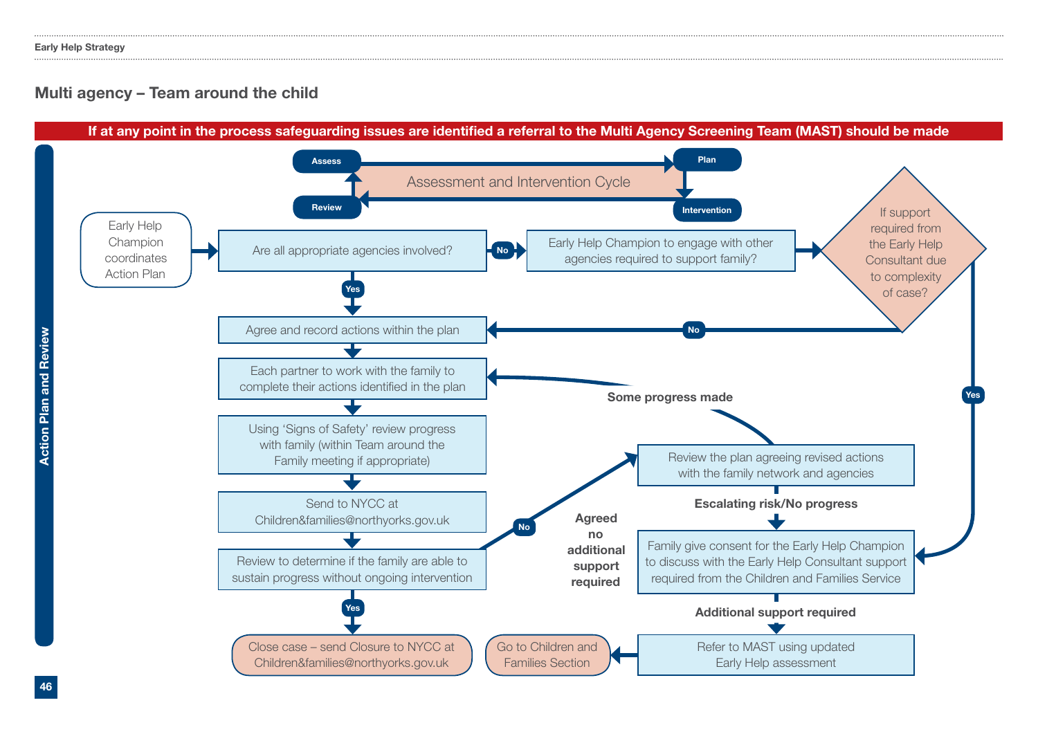## Multi agency – Team around the child

**If at any point in the process safeguarding issues are identified a referral to the Multi Agency Screening Team (MAST) should be made**

**Action Plan and Review**

**Assessment and Intervention Cycle:** Assess → Plan → Intervention → Review

- Early Help Champion coordinates Action Plan
- Are all appropriate agencies involved?
  - **No** → Early Help Champion to engage with other agencies required to support family?
    - If support required from the Early Help Consultant due to complexity of case?
      - **No** → Agree and record actions within the plan
      - **Yes** → Family give consent for the Early Help Champion to discuss with the Early Help Consultant support required from the Children and Families Service
  - **Yes** → Agree and record actions within the plan
- Agree and record actions within the plan
- Each partner to work with the family to complete their actions identified in the plan
- Using 'Signs of Safety' review progress with family (within Team around the Family meeting if appropriate)
- Send to NYCC at Children&families@northyorks.gov.uk
- Review to determine if the family are able to sustain progress without ongoing intervention
  - **Yes** → Close case – send Closure to NYCC at Children&families@northyorks.gov.uk
  - **No** → Review the plan agreeing revised actions with the family network and agencies
    - **Some progress made** → Each partner to work with the family to complete their actions identified in the plan
    - **Agreed no additional support required**
    - **Escalating risk/No progress** → Family give consent for the Early Help Champion to discuss with the Early Help Consultant support required from the Children and Families Service
      - **Additional support required** → Refer to MAST using updated Early Help assessment → Go to Children and Families Section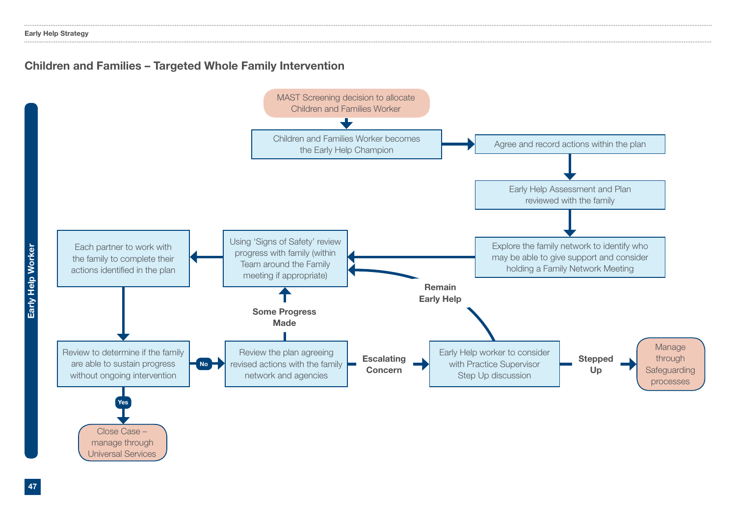## Children and Families – Targeted Whole Family Intervention

Early Help Worker

MAST Screening decision to allocate Children and Families Worker

Children and Families Worker becomes the Early Help Champion

Agree and record actions within the plan

Early Help Assessment and Plan reviewed with the family

Explore the family network to identify who may be able to give support and consider holding a Family Network Meeting

Using 'Signs of Safety' review progress with family (within Team around the Family meeting if appropriate)

Each partner to work with the family to complete their actions identified in the plan

Review to determine if the family are able to sustain progress without ongoing intervention

Yes

Close Case – manage through Universal Services

No

Review the plan agreeing revised actions with the family network and agencies

Some Progress Made

Escalating Concern

Early Help worker to consider with Practice Supervisor Step Up discussion

Remain Early Help

Stepped Up

Manage through Safeguarding processes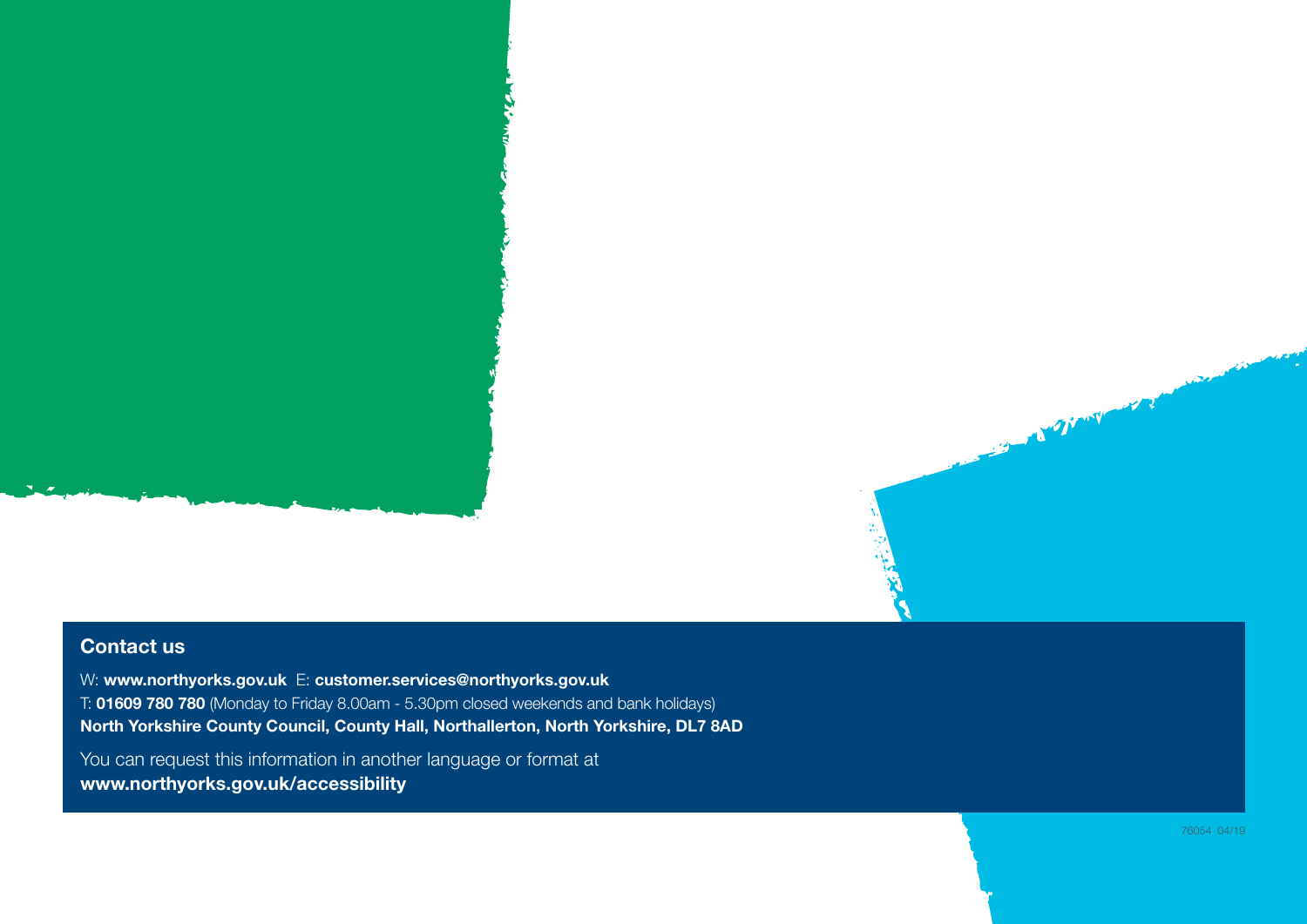## Contact us

W: **www.northyorks.gov.uk** E: **customer.services@northyorks.gov.uk**
T: **01609 780 780** (Monday to Friday 8.00am - 5.30pm closed weekends and bank holidays)
**North Yorkshire County Council, County Hall, Northallerton, North Yorkshire, DL7 8AD**

You can request this information in another language or format at
**www.northyorks.gov.uk/accessibility**

76054 04/19